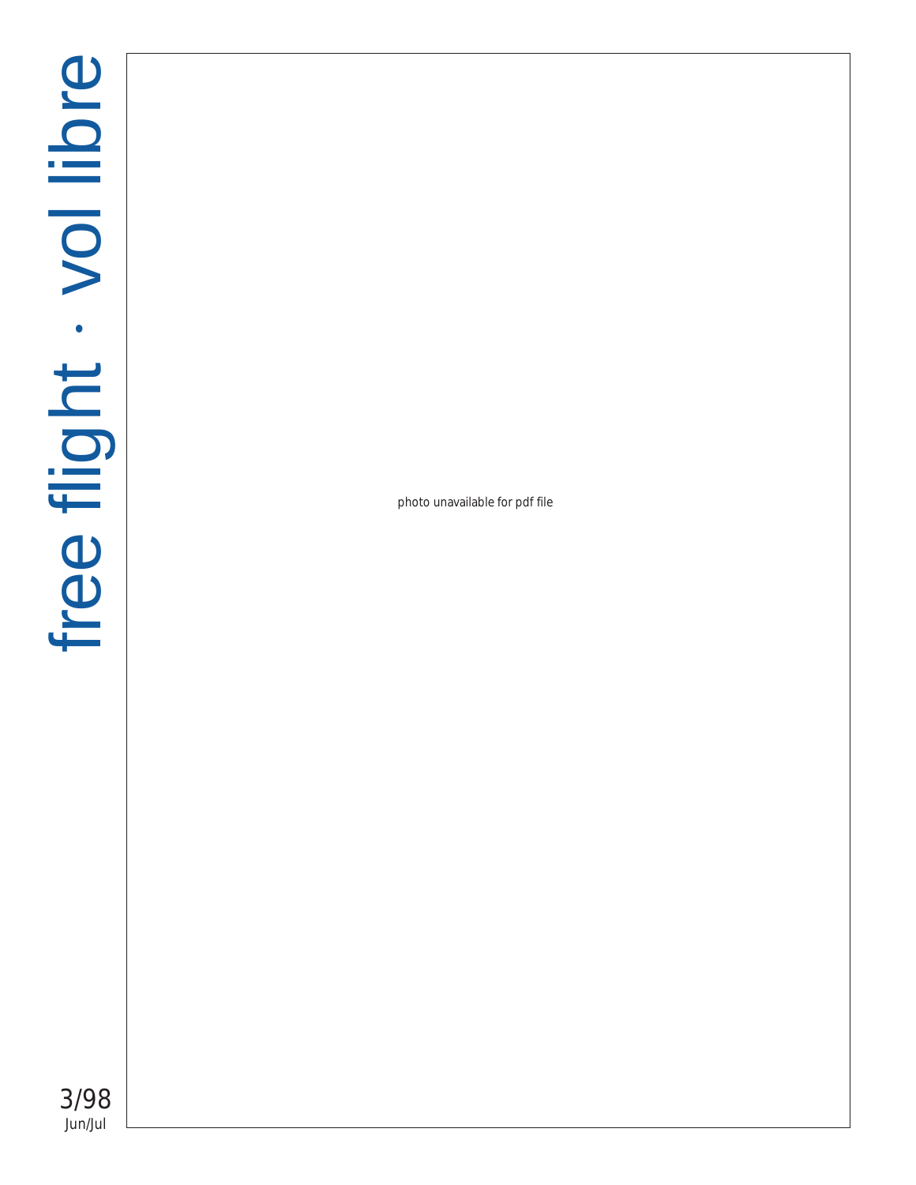# free flight · vol libre

3/98
Jun/Jul

photo unavailable for pdf file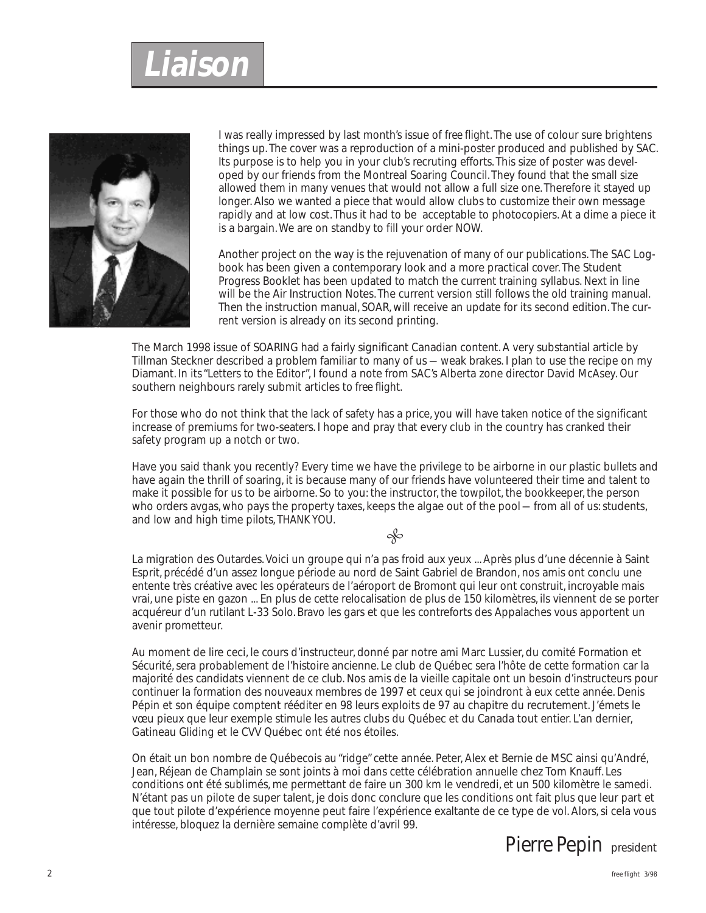# Liaison

I was really impressed by last month's issue of *free flight*. The use of colour sure brightens things up. The cover was a reproduction of a mini-poster produced and published by SAC. Its purpose is to help you in your club's recruting efforts. This size of poster was developed by our friends from the Montreal Soaring Council. They found that the small size allowed them in many venues that would not allow a full size one. Therefore it stayed up longer. Also we wanted a piece that would allow clubs to customize their own message rapidly and at low cost. Thus it had to be acceptable to photocopiers. At a dime a piece it is a bargain. We are on standby to fill your order NOW.

Another project on the way is the rejuvenation of many of our publications. The SAC Logbook has been given a contemporary look and a more practical cover. The Student Progress Booklet has been updated to match the current training syllabus. Next in line will be the Air Instruction Notes. The current version still follows the old training manual. Then the instruction manual, SOAR, will receive an update for its second edition. The current version is already on its second printing.

The March 1998 issue of SOARING had a fairly significant Canadian content. A very substantial article by Tillman Steckner described a problem familiar to many of us — weak brakes. I plan to use the recipe on my Diamant. In its "Letters to the Editor", I found a note from SAC's Alberta zone director David McAsey. Our southern neighbours rarely submit articles to *free flight*.

For those who do not think that the lack of safety has a price, you will have taken notice of the significant increase of premiums for two-seaters. I hope and pray that every club in the country has cranked their safety program up a notch or two.

Have you said thank you recently? Every time we have the privilege to be airborne in our plastic bullets and have again the thrill of soaring, it is because many of our friends have volunteered their time and talent to make it possible for us to be airborne. So to you: the instructor, the towpilot, the bookkeeper, the person who orders avgas, who pays the property taxes, keeps the algae out of the pool — from all of us: students, and low and high time pilots, THANK YOU.

⁂

La migration des Outardes. Voici un groupe qui n'a pas froid aux yeux ... Après plus d'une décennie à Saint Esprit, précédé d'un assez longue période au nord de Saint Gabriel de Brandon, nos amis ont conclu une entente très créative avec les opérateurs de l'aéroport de Bromont qui leur ont construit, incroyable mais vrai, une piste en gazon ... En plus de cette relocalisation de plus de 150 kilomètres, ils viennent de se porter acquéreur d'un rutilant L-33 Solo. Bravo les gars et que les contreforts des Appalaches vous apportent un avenir prometteur.

Au moment de lire ceci, le cours d'instructeur, donné par notre ami Marc Lussier, du comité Formation et Sécurité, sera probablement de l'histoire ancienne. Le club de Québec sera l'hôte de cette formation car la majorité des candidats viennent de ce club. Nos amis de la vieille capitale ont un besoin d'instructeurs pour continuer la formation des nouveaux membres de 1997 et ceux qui se joindront à eux cette année. Denis Pépin et son équipe comptent rééditer en 98 leurs exploits de 97 au chapitre du recrutement. J'émets le vœu pieux que leur exemple stimule les autres clubs du Québec et du Canada tout entier. L'an dernier, Gatineau Gliding et le CVV Québec ont été nos étoiles.

On était un bon nombre de Québecois au "ridge" cette année. Peter, Alex et Bernie de MSC ainsi qu'André, Jean, Réjean de Champlain se sont joints à moi dans cette célébration annuelle chez Tom Knauff. Les conditions ont été sublimés, me permettant de faire un 300 km le vendredi, et un 500 kilomètre le samedi. N'étant pas un pilote de super talent, je dois donc conclure que les conditions ont fait plus que leur part et que tout pilote d'expérience moyenne peut faire l'expérience exaltante de ce type de vol. Alors, si cela vous intéresse, bloquez la dernière semaine complète d'avril 99.

Pierre Pepin president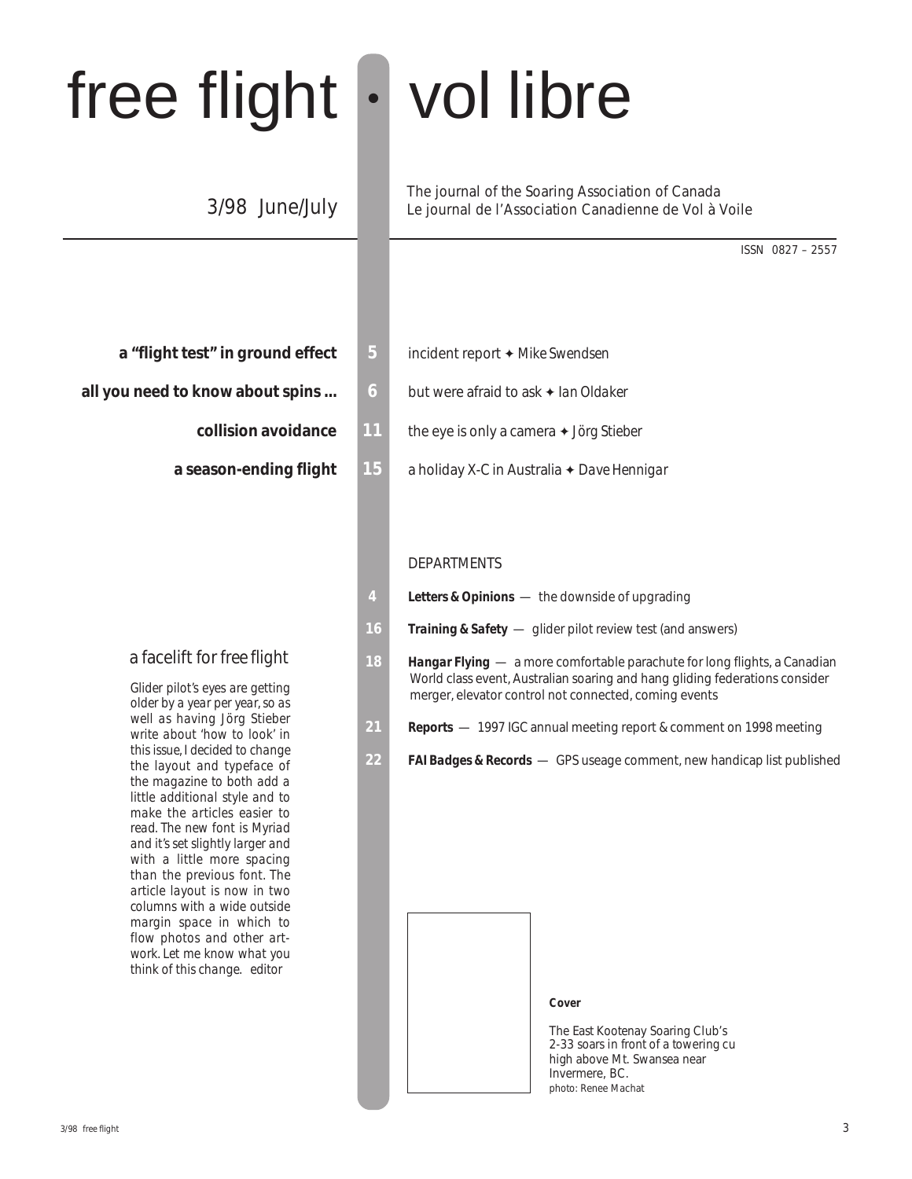# free flight • vol libre

3/98 June/July

The journal of the Soaring Association of Canada
Le journal de l'Association Canadienne de Vol à Voile

ISSN 0827 – 2557

**a "flight test" in ground effect** — 5 — incident report ✦ Mike Swendsen

**all you need to know about spins ...** — 6 — but were afraid to ask ✦ Ian Oldaker

**collision avoidance** — 11 — the eye is only a camera ✦ Jörg Stieber

**a season-ending flight** — 15 — a holiday X-C in Australia ✦ Dave Hennigar

## DEPARTMENTS

4 — ***Letters & Opinions*** — the downside of upgrading

16 — ***Training & Safety*** — glider pilot review test (and answers)

18 — ***Hangar Flying*** — a more comfortable parachute for long flights, a Canadian World class event, Australian soaring and hang gliding federations consider merger, elevator control not connected, coming events

21 — ***Reports*** — 1997 IGC annual meeting report & comment on 1998 meeting

22 — ***FAI Badges & Records*** — GPS useage comment, new handicap list published

## a facelift for free flight

*Glider pilot's eyes are getting older by a year per year, so as well as having Jörg Stieber write about 'how to look' in this issue, I decided to change the layout and typeface of the magazine to both add a little additional style and to make the articles easier to read. The new font is Myriad and it's set slightly larger and with a little more spacing than the previous font. The article layout is now in two columns with a wide outside margin space in which to flow photos and other artwork. Let me know what you think of this change. editor*

**Cover**

The East Kootenay Soaring Club's 2-33 soars in front of a towering cu high above Mt. Swansea near Invermere, BC.
photo: Renee Machat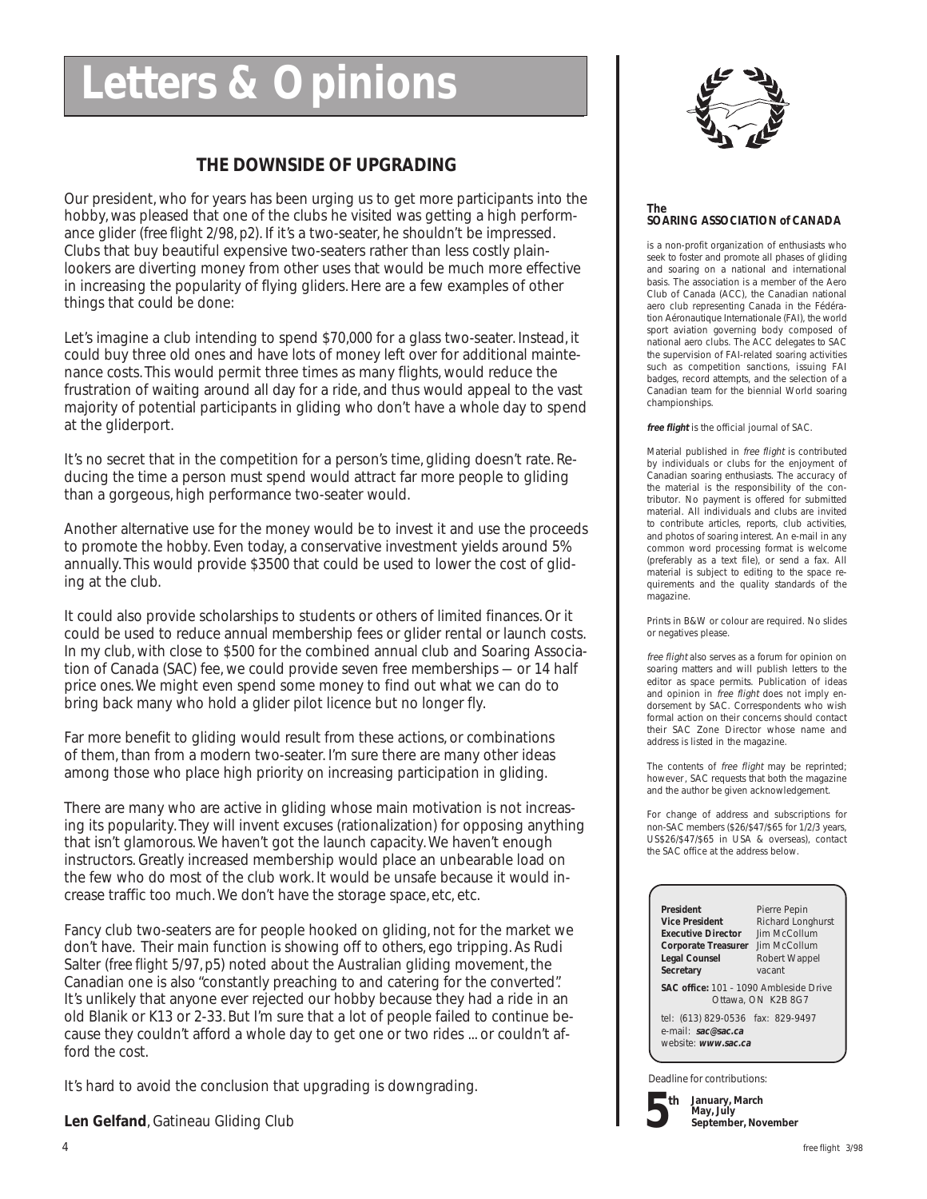# Letters & Opinions

## THE DOWNSIDE OF UPGRADING

Our president, who for years has been urging us to get more participants into the hobby, was pleased that one of the clubs he visited was getting a high performance glider (*free flight* 2/98, p2). If it's a two-seater, he shouldn't be impressed. Clubs that buy beautiful expensive two-seaters rather than less costly plain-lookers are diverting money from other uses that would be much more effective in increasing the popularity of flying gliders. Here are a few examples of other things that could be done:

Let's imagine a club intending to spend $70,000 for a glass two-seater. Instead, it could buy three old ones and have lots of money left over for additional maintenance costs. This would permit three times as many flights, would reduce the frustration of waiting around all day for a ride, and thus would appeal to the vast majority of potential participants in gliding who don't have a whole day to spend at the gliderport.

It's no secret that in the competition for a person's time, gliding doesn't rate. Reducing the time a person must spend would attract far more people to gliding than a gorgeous, high performance two-seater would.

Another alternative use for the money would be to invest it and use the proceeds to promote the hobby. Even today, a conservative investment yields around 5% annually. This would provide $3500 that could be used to lower the cost of gliding at the club.

It could also provide scholarships to students or others of limited finances. Or it could be used to reduce annual membership fees or glider rental or launch costs. In my club, with close to $500 for the combined annual club and Soaring Association of Canada (SAC) fee, we could provide seven free memberships — or 14 half price ones. We might even spend some money to find out what we can do to bring back many who hold a glider pilot licence but no longer fly.

Far more benefit to gliding would result from these actions, or combinations of them, than from a modern two-seater. I'm sure there are many other ideas among those who place high priority on increasing participation in gliding.

There are many who are active in gliding whose main motivation is not increasing its popularity. They will invent excuses (rationalization) for opposing anything that isn't glamorous. We haven't got the launch capacity. We haven't enough instructors. Greatly increased membership would place an unbearable load on the few who do most of the club work. It would be unsafe because it would increase traffic too much. We don't have the storage space, etc, etc.

Fancy club two-seaters are for people hooked on gliding, not for the market we don't have. Their main function is showing off to others, ego tripping. As Rudi Salter (*free flight* 5/97, p5) noted about the Australian gliding movement, the Canadian one is also "constantly preaching to and catering for the converted". It's unlikely that anyone ever rejected our hobby because they had a ride in an old Blanik or K13 or 2-33. But I'm sure that a lot of people failed to continue because they couldn't afford a whole day to get one or two rides ... or couldn't afford the cost.

It's hard to avoid the conclusion that upgrading is downgrading.

**Len Gelfand**, Gatineau Gliding Club

---

**The SOARING ASSOCIATION of CANADA**

is a non-profit organization of enthusiasts who seek to foster and promote all phases of gliding and soaring on a national and international basis. The association is a member of the Aero Club of Canada (ACC), the Canadian national aero club representing Canada in the Fédération Aéronautique Internationale (FAI), the world sport aviation governing body composed of national aero clubs. The ACC delegates to SAC the supervision of FAI-related soaring activities such as competition sanctions, issuing FAI badges, record attempts, and the selection of a Canadian team for the biennial World soaring championships.

***free flight*** is the official journal of SAC.

Material published in *free flight* is contributed by individuals or clubs for the enjoyment of Canadian soaring enthusiasts. The accuracy of the material is the responsibility of the contributor. No payment is offered for submitted material. All individuals and clubs are invited to contribute articles, reports, club activities, and photos of soaring interest. An e-mail in any common word processing format is welcome (preferably as a text file), or send a fax. All material is subject to editing to the space requirements and the quality standards of the magazine.

Prints in B&W or colour are required. No slides or negatives please.

*free flight* also serves as a forum for opinion on soaring matters and will publish letters to the editor as space permits. Publication of ideas and opinion in *free flight* does not imply endorsement by SAC. Correspondents who wish formal action on their concerns should contact their SAC Zone Director whose name and address is listed in the magazine.

The contents of *free flight* may be reprinted; however, SAC requests that both the magazine and the author be given acknowledgement.

For change of address and subscriptions for non-SAC members ($26/$47/$65 for 1/2/3 years, US$26/$47/$65 in USA & overseas), contact the SAC office at the address below.

| | |
|---|---|
| **President** | Pierre Pepin |
| **Vice President** | Richard Longhurst |
| **Executive Director** | Jim McCollum |
| **Corporate Treasurer** | Jim McCollum |
| **Legal Counsel** | Robert Wappel |
| **Secretary** | vacant |

**SAC office:** 101 – 1090 Ambleside Drive
Ottawa, ON K2B 8G7

tel: (613) 829-0536 fax: 829-9497
e-mail: **sac@sac.ca**
website: **www.sac.ca**

Deadline for contributions:

**5th** **January, March May, July September, November**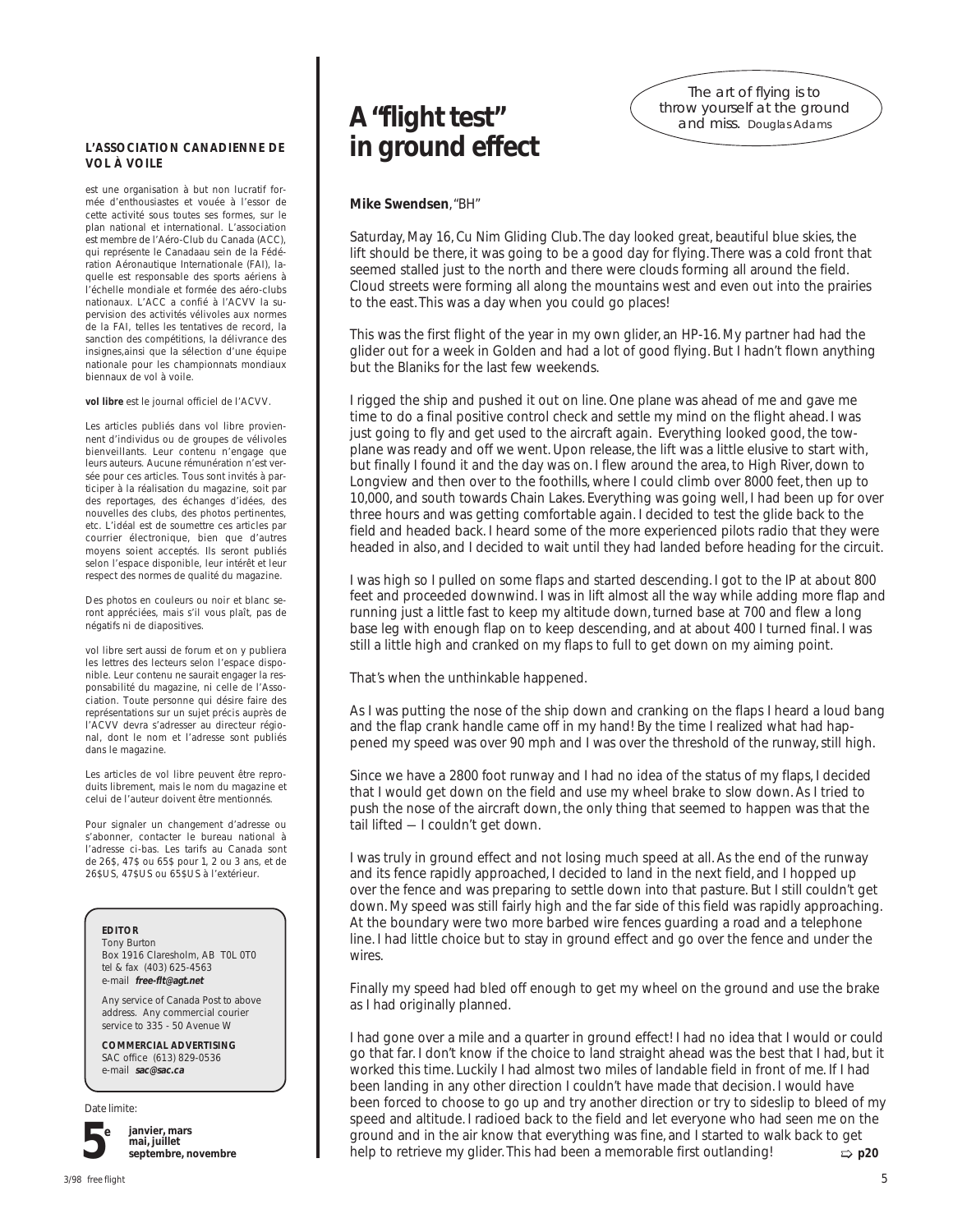**L'ASSOCIATION CANADIENNE DE VOL À VOILE**

est une organisation à but non lucratif formée d'enthousiastes et vouée à l'essor de cette activité sous toutes ses formes, sur le plan national et international. L'association est membre de l'Aéro-Club du Canada (ACC), qui représente le Canadaau sein de la Fédération Aéronautique Internationale (FAI), laquelle est responsable des sports aériens à l'échelle mondiale et formée des aéro-clubs nationaux. L'ACC a confié à l'ACVV la supervision des activités vélivoles aux normes de la FAI, telles les tentatives de record, la sanction des compétitions, la délivrance des insignes,ainsi que la sélection d'une équipe nationale pour les championnats mondiaux biennaux de vol à voile.

**vol libre** est le journal officiel de l'ACVV.

Les articles publiés dans vol libre proviennent d'individus ou de groupes de vélivoles bienveillants. Leur contenu n'engage que leurs auteurs. Aucune rémunération n'est versée pour ces articles. Tous sont invités à participer à la réalisation du magazine, soit par des reportages, des échanges d'idées, des nouvelles des clubs, des photos pertinentes, etc. L'idéal est de soumettre ces articles par courrier électronique, bien que d'autres moyens soient acceptés. Ils seront publiés selon l'espace disponible, leur intérêt et leur respect des normes de qualité du magazine.

Des photos en couleurs ou noir et blanc seront appréciées, mais s'il vous plaît, pas de négatifs ni de diapositives.

vol libre sert aussi de forum et on y publiera les lettres des lecteurs selon l'espace disponible. Leur contenu ne saurait engager la responsabilité du magazine, ni celle de l'Association. Toute personne qui désire faire des représentations sur un sujet précis auprès de l'ACVV devra s'adresser au directeur régional, dont le nom et l'adresse sont publiés dans le magazine.

Les articles de vol libre peuvent être reproduits librement, mais le nom du magazine et celui de l'auteur doivent être mentionnés.

Pour signaler un changement d'adresse ou s'abonner, contacter le bureau national à l'adresse ci-bas. Les tarifs au Canada sont de 26$, 47$ ou 65$ pour 1, 2 ou 3 ans, et de 26$US, 47$US ou 65$US à l'extérieur.

**EDITOR**
Tony Burton
Box 1916 Claresholm, AB T0L 0T0
tel & fax (403) 625-4563
e-mail **free-flt@agt.net**

Any service of Canada Post to above address. Any commercial courier service to 335 - 50 Avenue W

**COMMERCIAL ADVERTISING**
SAC office (613) 829-0536
e-mail **sac@sac.ca**

Date limite:

**5e** **janvier, mars mai, juillet septembre, novembre**

# A "flight test" in ground effect

*The art of flying is to throw yourself at the ground and miss.* Douglas Adams

**Mike Swendsen**, "BH"

Saturday, May 16, Cu Nim Gliding Club. The day looked great, beautiful blue skies, the lift should be there, it was going to be a good day for flying. There was a cold front that seemed stalled just to the north and there were clouds forming all around the field. Cloud streets were forming all along the mountains west and even out into the prairies to the east. This was a day when you could go places!

This was the first flight of the year in my own glider, an HP-16. My partner had had the glider out for a week in Golden and had a lot of good flying. But I hadn't flown anything but the Blaniks for the last few weekends.

I rigged the ship and pushed it out on line. One plane was ahead of me and gave me time to do a final positive control check and settle my mind on the flight ahead. I was just going to fly and get used to the aircraft again. Everything looked good, the towplane was ready and off we went. Upon release, the lift was a little elusive to start with, but finally I found it and the day was on. I flew around the area, to High River, down to Longview and then over to the foothills, where I could climb over 8000 feet, then up to 10,000, and south towards Chain Lakes. Everything was going well, I had been up for over three hours and was getting comfortable again. I decided to test the glide back to the field and headed back. I heard some of the more experienced pilots radio that they were headed in also, and I decided to wait until they had landed before heading for the circuit.

I was high so I pulled on some flaps and started descending. I got to the IP at about 800 feet and proceeded downwind. I was in lift almost all the way while adding more flap and running just a little fast to keep my altitude down, turned base at 700 and flew a long base leg with enough flap on to keep descending, and at about 400 I turned final. I was still a little high and cranked on my flaps to full to get down on my aiming point.

That's when the unthinkable happened.

As I was putting the nose of the ship down and cranking on the flaps I heard a loud bang and the flap crank handle came off in my hand! By the time I realized what had happened my speed was over 90 mph and I was over the threshold of the runway, still high.

Since we have a 2800 foot runway and I had no idea of the status of my flaps, I decided that I would get down on the field and use my wheel brake to slow down. As I tried to push the nose of the aircraft down, the only thing that seemed to happen was that the tail lifted — I couldn't get down.

I was truly in ground effect and not losing much speed at all. As the end of the runway and its fence rapidly approached, I decided to land in the next field, and I hopped up over the fence and was preparing to settle down into that pasture. But I still couldn't get down. My speed was still fairly high and the far side of this field was rapidly approaching. At the boundary were two more barbed wire fences guarding a road and a telephone line. I had little choice but to stay in ground effect and go over the fence and under the wires.

Finally my speed had bled off enough to get my wheel on the ground and use the brake as I had originally planned.

I had gone over a mile and a quarter in ground effect! I had no idea that I would or could go that far. I don't know if the choice to land straight ahead was the best that I had, but it worked this time. Luckily I had almost two miles of landable field in front of me. If I had been landing in any other direction I couldn't have made that decision. I would have been forced to choose to go up and try another direction or try to sideslip to bleed of my speed and altitude. I radioed back to the field and let everyone who had seen me on the ground and in the air know that everything was fine, and I started to walk back to get help to retrieve my glider. This had been a memorable first outlanding! ⇨ **p20**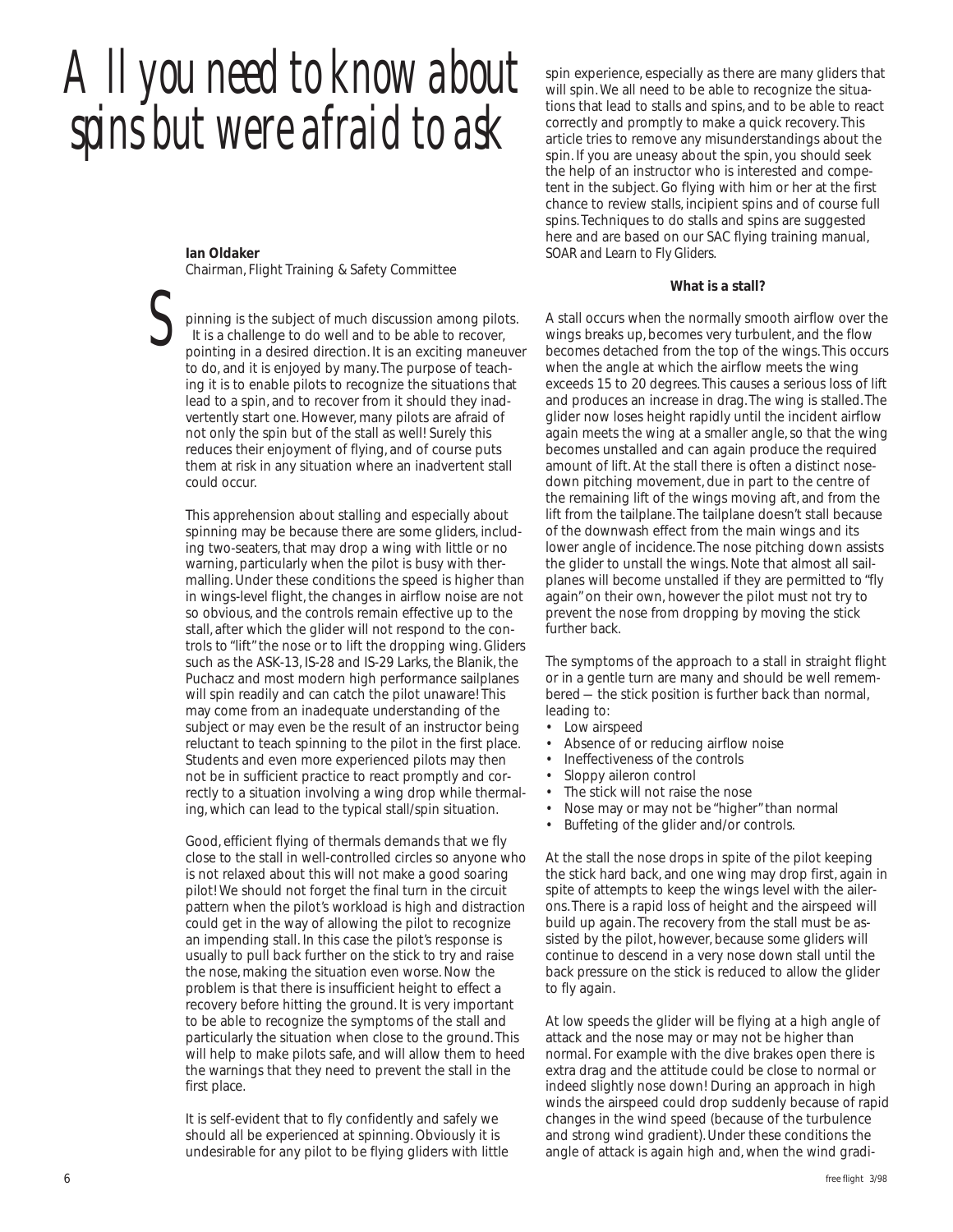# All you need to know about spins but were afraid to ask

**Ian Oldaker**
Chairman, Flight Training & Safety Committee

Spinning is the subject of much discussion among pilots. It is a challenge to do well and to be able to recover, pointing in a desired direction. It is an exciting maneuver to do, and it is enjoyed by many. The purpose of teaching it is to enable pilots to recognize the situations that lead to a spin, and to recover from it should they inadvertently start one. However, many pilots are afraid of not only the spin but of the stall as well! Surely this reduces their enjoyment of flying, and of course puts them at risk in any situation where an inadvertent stall could occur.

This apprehension about stalling and especially about spinning may be because there are some gliders, including two-seaters, that may drop a wing with little or no warning, particularly when the pilot is busy with thermalling. Under these conditions the speed is higher than in wings-level flight, the changes in airflow noise are not so obvious, and the controls remain effective up to the stall, after which the glider will not respond to the controls to "lift" the nose or to lift the dropping wing. Gliders such as the ASK-13, IS-28 and IS-29 Larks, the Blanik, the Puchacz and most modern high performance sailplanes will spin readily and can catch the pilot unaware! This may come from an inadequate understanding of the subject or may even be the result of an instructor being reluctant to teach spinning to the pilot in the first place. Students and even more experienced pilots may then not be in sufficient practice to react promptly and correctly to a situation involving a wing drop while thermalling, which can lead to the typical stall/spin situation.

Good, efficient flying of thermals demands that we fly close to the stall in well-controlled circles so anyone who is not relaxed about this will not make a good soaring pilot! We should not forget the final turn in the circuit pattern when the pilot's workload is high and distraction could get in the way of allowing the pilot to recognize an impending stall. In this case the pilot's response is usually to pull back further on the stick to try and raise the nose, making the situation even worse. Now the problem is that there is insufficient height to effect a recovery before hitting the ground. It is very important to be able to recognize the symptoms of the stall and particularly the situation when close to the ground. This will help to make pilots safe, and will allow them to heed the warnings that they need to prevent the stall in the first place.

It is self-evident that to fly confidently and safely we should all be experienced at spinning. Obviously it is undesirable for any pilot to be flying gliders with little spin experience, especially as there are many gliders that will spin. We all need to be able to recognize the situations that lead to stalls and spins, and to be able to react correctly and promptly to make a quick recovery. This article tries to remove any misunderstandings about the spin. If you are uneasy about the spin, you should seek the help of an instructor who is interested and competent in the subject. Go flying with him or her at the first chance to review stalls, incipient spins and of course full spins. Techniques to do stalls and spins are suggested here and are based on our SAC flying training manual, *SOAR and Learn to Fly Gliders*.

### What is a stall?

A stall occurs when the normally smooth airflow over the wings breaks up, becomes very turbulent, and the flow becomes detached from the top of the wings. This occurs when the angle at which the airflow meets the wing exceeds 15 to 20 degrees. This causes a serious loss of lift and produces an increase in drag. The wing is stalled. The glider now loses height rapidly until the incident airflow again meets the wing at a smaller angle, so that the wing becomes unstalled and can again produce the required amount of lift. At the stall there is often a distinct nose-down pitching movement, due in part to the centre of the remaining lift of the wings moving aft, and from the lift from the tailplane. The tailplane doesn't stall because of the downwash effect from the main wings and its lower angle of incidence. The nose pitching down assists the glider to unstall the wings. Note that almost all sailplanes will become unstalled if they are permitted to "fly again" on their own, however the pilot must not try to prevent the nose from dropping by moving the stick further back.

The symptoms of the approach to a stall in straight flight or in a gentle turn are many and should be well remembered — the stick position is further back than normal, leading to:

- Low airspeed
- Absence of or reducing airflow noise
- Ineffectiveness of the controls
- Sloppy aileron control
- The stick will not raise the nose
- Nose may or may not be "higher" than normal
- Buffeting of the glider and/or controls.

At the stall the nose drops in spite of the pilot keeping the stick hard back, and one wing may drop first, again in spite of attempts to keep the wings level with the ailerons. There is a rapid loss of height and the airspeed will build up again. The recovery from the stall must be assisted by the pilot, however, because some gliders will continue to descend in a very nose down stall until the back pressure on the stick is reduced to allow the glider to fly again.

At low speeds the glider will be flying at a high angle of attack and the nose may or may not be higher than normal. For example with the dive brakes open there is extra drag and the attitude could be close to normal or indeed slightly nose down! During an approach in high winds the airspeed could drop suddenly because of rapid changes in the wind speed (because of the turbulence and strong wind gradient). Under these conditions the angle of attack is again high and, when the wind gradi-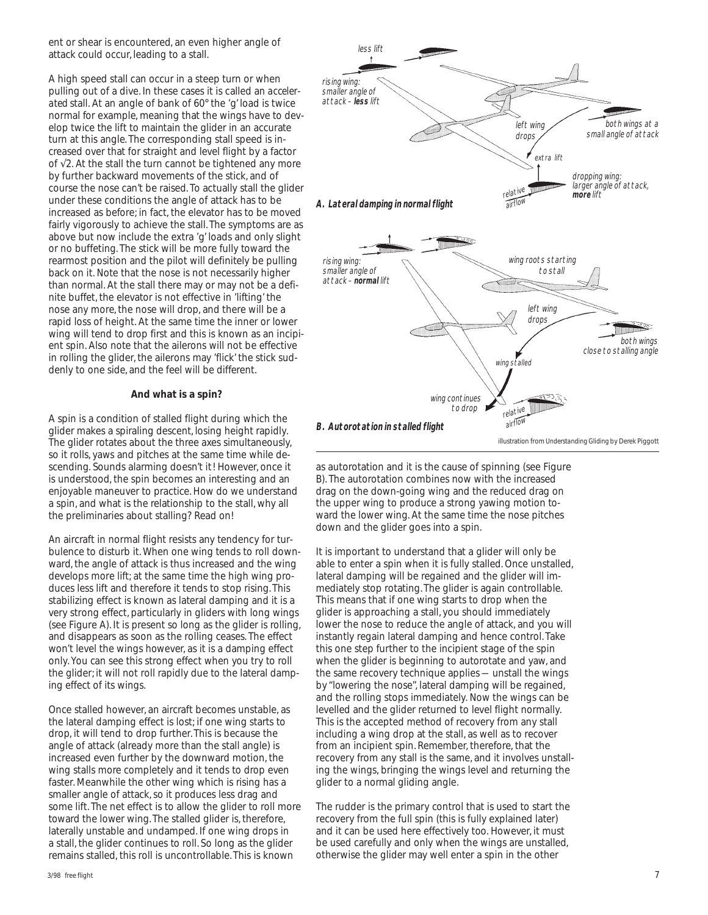ent or shear is encountered, an even higher angle of attack could occur, leading to a stall.

A high speed stall can occur in a steep turn or when pulling out of a dive. In these cases it is called an accelerated stall. At an angle of bank of 60° the 'g' load is twice normal for example, meaning that the wings have to develop twice the lift to maintain the glider in an accurate turn at this angle. The corresponding stall speed is increased over that for straight and level flight by a factor of $\sqrt{2}$. At the stall the turn cannot be tightened any more by further backward movements of the stick, and of course the nose can't be raised. To actually stall the glider under these conditions the angle of attack has to be increased as before; in fact, the elevator has to be moved fairly vigorously to achieve the stall. The symptoms are as above but now include the extra 'g' loads and only slight or no buffeting. The stick will be more fully toward the rearmost position and the pilot will definitely be pulling back on it. Note that the nose is not necessarily higher than normal. At the stall there may or may not be a definite buffet, the elevator is not effective in 'lifting' the nose any more, the nose will drop, and there will be a rapid loss of height. At the same time the inner or lower wing will tend to drop first and this is known as an incipient spin. Also note that the ailerons will not be effective in rolling the glider, the ailerons may 'flick' the stick suddenly to one side, and the feel will be different.

**And what is a spin?**

A spin is a condition of stalled flight during which the glider makes a spiraling descent, losing height rapidly. The glider rotates about the three axes simultaneously, so it rolls, yaws and pitches at the same time while descending. Sounds alarming doesn't it! However, once it is understood, the spin becomes an interesting and an enjoyable maneuver to practice. How do we understand a spin, and what is the relationship to the stall, why all the preliminaries about stalling? Read on!

An aircraft in normal flight resists any tendency for turbulence to disturb it. When one wing tends to roll downward, the angle of attack is thus increased and the wing develops more lift; at the same time the high wing produces less lift and therefore it tends to stop rising. This stabilizing effect is known as lateral damping and it is a very strong effect, particularly in gliders with long wings (see Figure A). It is present so long as the glider is rolling, and disappears as soon as the rolling ceases. The effect won't level the wings however, as it is a damping effect only. You can see this strong effect when you try to roll the glider; it will not roll rapidly due to the lateral damping effect of its wings.

Once stalled however, an aircraft becomes unstable, as the lateral damping effect is lost; if one wing starts to drop, it will tend to drop further. This is because the angle of attack (already more than the stall angle) is increased even further by the downward motion, the wing stalls more completely and it tends to drop even faster. Meanwhile the other wing which is rising has a smaller angle of attack, so it produces less drag and some lift. The net effect is to allow the glider to roll more toward the lower wing. The stalled glider is, therefore, laterally unstable and undamped. If one wing drops in a stall, the glider continues to roll. So long as the glider remains stalled, this roll is uncontrollable. This is known as autorotation and it is the cause of spinning (see Figure B). The autorotation combines now with the increased drag on the down-going wing and the reduced drag on the upper wing to produce a strong yawing motion toward the lower wing. At the same time the nose pitches down and the glider goes into a spin.

less lift — rising wing: smaller angle of attack – **less** lift — left wing drops — both wings at a small angle of attack — extra lift — dropping wing: larger angle of attack, **more** lift — relative airflow

***A. Lateral damping in normal flight***

rising wing: smaller angle of attack – **normal** lift — wing roots starting to stall — left wing drops — both wings close to stalling angle — wing stalled — wing continues to drop — relative airflow

***B. Autorotation in stalled flight***

illustration from Understanding Gliding by Derek Piggott

It is important to understand that a glider will only be able to enter a spin when it is fully stalled. Once unstalled, lateral damping will be regained and the glider will immediately stop rotating. The glider is again controllable. This means that if one wing starts to drop when the glider is approaching a stall, you should immediately lower the nose to reduce the angle of attack, and you will instantly regain lateral damping and hence control. Take this one step further to the incipient stage of the spin when the glider is beginning to autorotate and yaw, and the same recovery technique applies — unstall the wings by "lowering the nose", lateral damping will be regained, and the rolling stops immediately. Now the wings can be levelled and the glider returned to level flight normally. This is the accepted method of recovery from any stall including a wing drop at the stall, as well as to recover from an incipient spin. Remember, therefore, that the recovery from any stall is the same, and it involves unstalling the wings, bringing the wings level and returning the glider to a normal gliding angle.

The rudder is the primary control that is used to start the recovery from the full spin (this is fully explained later) and it can be used here effectively too. However, it must be used carefully and only when the wings are unstalled, otherwise the glider may well enter a spin in the other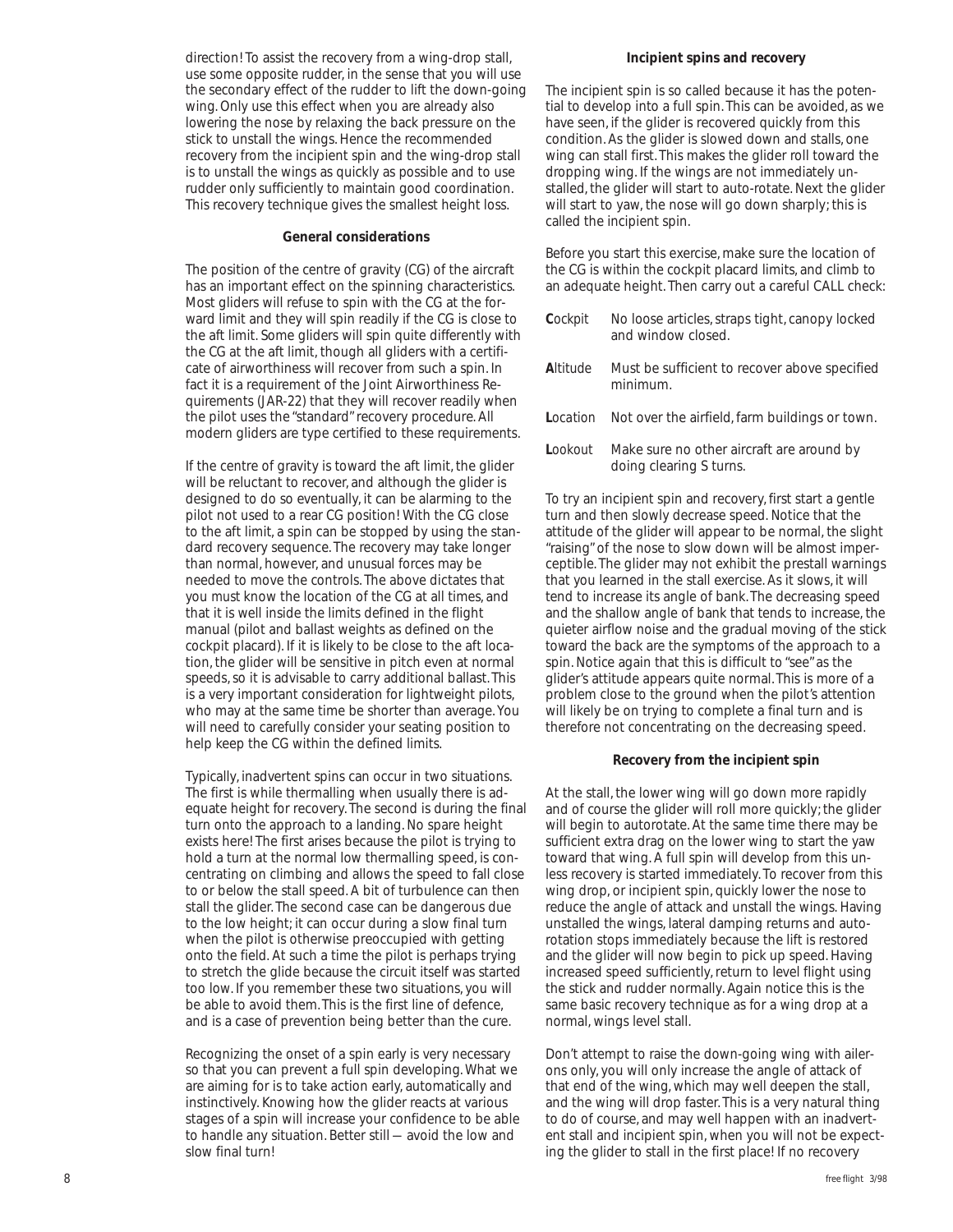direction! To assist the recovery from a wing-drop stall, use some opposite rudder, in the sense that you will use the secondary effect of the rudder to lift the down-going wing. Only use this effect when you are already also lowering the nose by relaxing the back pressure on the stick to unstall the wings. Hence the recommended recovery from the incipient spin and the wing-drop stall is to unstall the wings as quickly as possible and to use rudder only sufficiently to maintain good coordination. This recovery technique gives the smallest height loss.

### General considerations

The position of the centre of gravity (CG) of the aircraft has an important effect on the spinning characteristics. Most gliders will refuse to spin with the CG at the forward limit and they will spin readily if the CG is close to the aft limit. Some gliders will spin quite differently with the CG at the aft limit, though all gliders with a certificate of airworthiness will recover from such a spin. In fact it is a requirement of the Joint Airworthiness Requirements (JAR-22) that they will recover readily when the pilot uses the "standard" recovery procedure. All modern gliders are type certified to these requirements.

If the centre of gravity is toward the aft limit, the glider will be reluctant to recover, and although the glider is designed to do so eventually, it can be alarming to the pilot not used to a rear CG position! With the CG close to the aft limit, a spin can be stopped by using the standard recovery sequence. The recovery may take longer than normal, however, and unusual forces may be needed to move the controls. The above dictates that you must know the location of the CG at all times, and that it is well inside the limits defined in the flight manual (pilot and ballast weights as defined on the cockpit placard). If it is likely to be close to the aft location, the glider will be sensitive in pitch even at normal speeds, so it is advisable to carry additional ballast. This is a very important consideration for lightweight pilots, who may at the same time be shorter than average. You will need to carefully consider your seating position to help keep the CG within the defined limits.

Typically, inadvertent spins can occur in two situations. The first is while thermalling when usually there is adequate height for recovery. The second is during the final turn onto the approach to a landing. No spare height exists here! The first arises because the pilot is trying to hold a turn at the normal low thermalling speed, is concentrating on climbing and allows the speed to fall close to or below the stall speed. A bit of turbulence can then stall the glider. The second case can be dangerous due to the low height; it can occur during a slow final turn when the pilot is otherwise preoccupied with getting onto the field. At such a time the pilot is perhaps trying to stretch the glide because the circuit itself was started too low. If you remember these two situations, you will be able to avoid them. This is the first line of defence, and is a case of prevention being better than the cure.

Recognizing the onset of a spin early is very necessary so that you can prevent a full spin developing. What we are aiming for is to take action early, automatically and instinctively. Knowing how the glider reacts at various stages of a spin will increase your confidence to be able to handle any situation. Better still — avoid the low and slow final turn!

### Incipient spins and recovery

The incipient spin is so called because it has the potential to develop into a full spin. This can be avoided, as we have seen, if the glider is recovered quickly from this condition. As the glider is slowed down and stalls, one wing can stall first. This makes the glider roll toward the dropping wing. If the wings are not immediately unstalled, the glider will start to auto-rotate. Next the glider will start to yaw, the nose will go down sharply; this is called the incipient spin.

Before you start this exercise, make sure the location of the CG is within the cockpit placard limits, and climb to an adequate height. Then carry out a careful CALL check:

- **C**ockpit — No loose articles, straps tight, canopy locked and window closed.
- **A**ltitude — Must be sufficient to recover above specified minimum.
- **L**ocation — Not over the airfield, farm buildings or town.
- **L**ookout — Make sure no other aircraft are around by doing clearing S turns.

To try an incipient spin and recovery, first start a gentle turn and then slowly decrease speed. Notice that the attitude of the glider will appear to be normal, the slight "raising" of the nose to slow down will be almost imperceptible. The glider may not exhibit the prestall warnings that you learned in the stall exercise. As it slows, it will tend to increase its angle of bank. The decreasing speed and the shallow angle of bank that tends to increase, the quieter airflow noise and the gradual moving of the stick toward the back are the symptoms of the approach to a spin. Notice again that this is difficult to "see" as the glider's attitude appears quite normal. This is more of a problem close to the ground when the pilot's attention will likely be on trying to complete a final turn and is therefore not concentrating on the decreasing speed.

### Recovery from the incipient spin

At the stall, the lower wing will go down more rapidly and of course the glider will roll more quickly; the glider will begin to autorotate. At the same time there may be sufficient extra drag on the lower wing to start the yaw toward that wing. A full spin will develop from this unless recovery is started immediately. To recover from this wing drop, or incipient spin, quickly lower the nose to reduce the angle of attack and unstall the wings. Having unstalled the wings, lateral damping returns and autorotation stops immediately because the lift is restored and the glider will now begin to pick up speed. Having increased speed sufficiently, return to level flight using the stick and rudder normally. Again notice this is the same basic recovery technique as for a wing drop at a normal, wings level stall.

Don't attempt to raise the down-going wing with ailerons only, you will only increase the angle of attack of that end of the wing, which may well deepen the stall, and the wing will drop faster. This is a very natural thing to do of course, and may well happen with an inadvertent stall and incipient spin, when you will not be expecting the glider to stall in the first place! If no recovery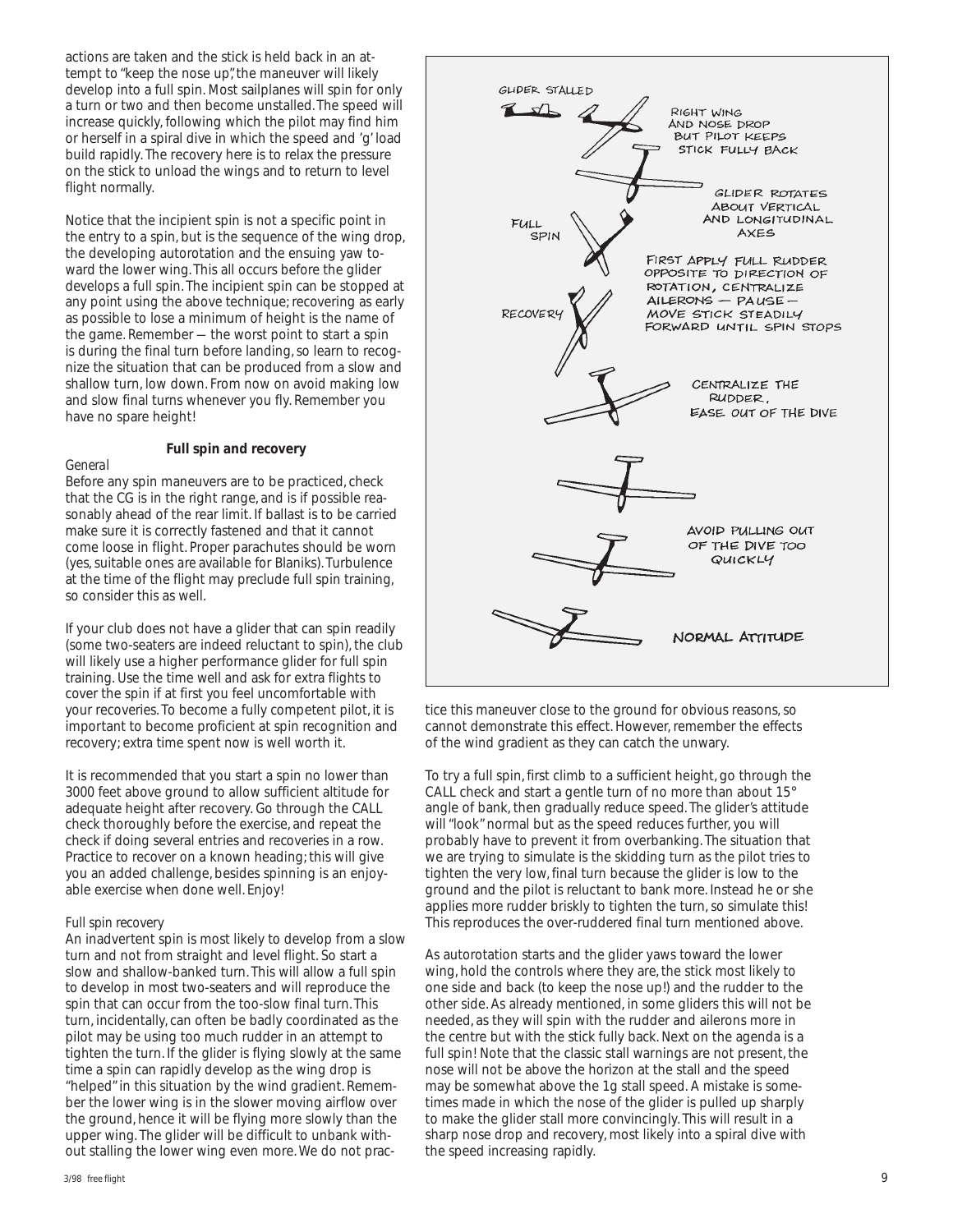actions are taken and the stick is held back in an attempt to "keep the nose up", the maneuver will likely develop into a full spin. Most sailplanes will spin for only a turn or two and then become unstalled. The speed will increase quickly, following which the pilot may find him or herself in a spiral dive in which the speed and 'g' load build rapidly. The recovery here is to relax the pressure on the stick to unload the wings and to return to level flight normally.

Notice that the incipient spin is not a specific point in the entry to a spin, but is the sequence of the wing drop, the developing autorotation and the ensuing yaw toward the lower wing. This all occurs before the glider develops a full spin. The incipient spin can be stopped at any point using the above technique; recovering as early as possible to lose a minimum of height is the name of the game. Remember — the worst point to start a spin is during the final turn before landing, so learn to recognize the situation that can be produced from a slow and shallow turn, low down. From now on avoid making low and slow final turns whenever you fly. Remember you have no spare height!

### Full spin and recovery

*General*

Before any spin maneuvers are to be practiced, check that the CG is in the right range, and is if possible reasonably ahead of the rear limit. If ballast is to be carried make sure it is correctly fastened and that it cannot come loose in flight. Proper parachutes should be worn (yes, suitable ones *are* available for Blaniks). Turbulence at the time of the flight may preclude full spin training, so consider this as well.

If your club does not have a glider that can spin readily (some two-seaters are indeed reluctant to spin), the club will likely use a higher performance glider for full spin training. Use the time well and ask for extra flights to cover the spin if at first you feel uncomfortable with your recoveries. To become a fully competent pilot, it is important to become proficient at spin recognition and recovery; extra time spent now is well worth it.

It is recommended that you start a spin no lower than 3000 feet above ground to allow sufficient altitude for adequate height after recovery. Go through the CALL check thoroughly before the exercise, and repeat the check if doing several entries and recoveries in a row. Practice to recover on a known heading; this will give you an added challenge, besides spinning is an enjoyable exercise when done well. Enjoy!

*Full spin recovery*

An inadvertent spin is most likely to develop from a slow turn and not from straight and level flight. So start a slow and shallow-banked turn. This will allow a full spin to develop in most two-seaters and will reproduce the spin that can occur from the too-slow final turn. This turn, incidentally, can often be badly coordinated as the pilot may be using too much rudder in an attempt to tighten the turn. If the glider is flying slowly at the same time a spin can rapidly develop as the wing drop is "helped" in this situation by the wind gradient. Remember the lower wing is in the slower moving airflow over the ground, hence it will be flying more slowly than the upper wing. The glider will be difficult to unbank without stalling the lower wing even more. We do not practice this maneuver close to the ground for obvious reasons, so cannot demonstrate this effect. However, remember the effects of the wind gradient as they can catch the unwary.

GLIDER STALLED

RIGHT WING AND NOSE DROP BUT PILOT KEEPS STICK FULLY BACK

GLIDER ROTATES ABOUT VERTICAL AND LONGITUDINAL AXES

FULL SPIN

FIRST APPLY FULL RUDDER OPPOSITE TO DIRECTION OF ROTATION, CENTRALIZE AILERONS — PAUSE — MOVE STICK STEADILY FORWARD UNTIL SPIN STOPS

RECOVERY

CENTRALIZE THE RUDDER, EASE OUT OF THE DIVE

AVOID PULLING OUT OF THE DIVE TOO QUICKLY

NORMAL ATTITUDE

To try a full spin, first climb to a sufficient height, go through the CALL check and start a gentle turn of no more than about 15° angle of bank, then gradually reduce speed. The glider's attitude will "look" normal but as the speed reduces further, you will probably have to prevent it from overbanking. The situation that we are trying to simulate is the skidding turn as the pilot tries to tighten the very low, final turn because the glider is low to the ground and the pilot is reluctant to bank more. Instead he or she applies more rudder briskly to tighten the turn, so simulate this! This reproduces the over-ruddered final turn mentioned above.

As autorotation starts and the glider yaws toward the lower wing, hold the controls where they are, the stick most likely to one side and back (to keep the nose up!) and the rudder to the other side. As already mentioned, in some gliders this will not be needed, as they will spin with the rudder and ailerons more in the centre but with the stick fully back. Next on the agenda is a full spin! Note that the classic stall warnings are not present, the nose will not be above the horizon at the stall and the speed may be somewhat above the 1g stall speed. A mistake is sometimes made in which the nose of the glider is pulled up sharply to make the glider stall more convincingly. This will result in a sharp nose drop and recovery, most likely into a spiral dive with the speed increasing rapidly.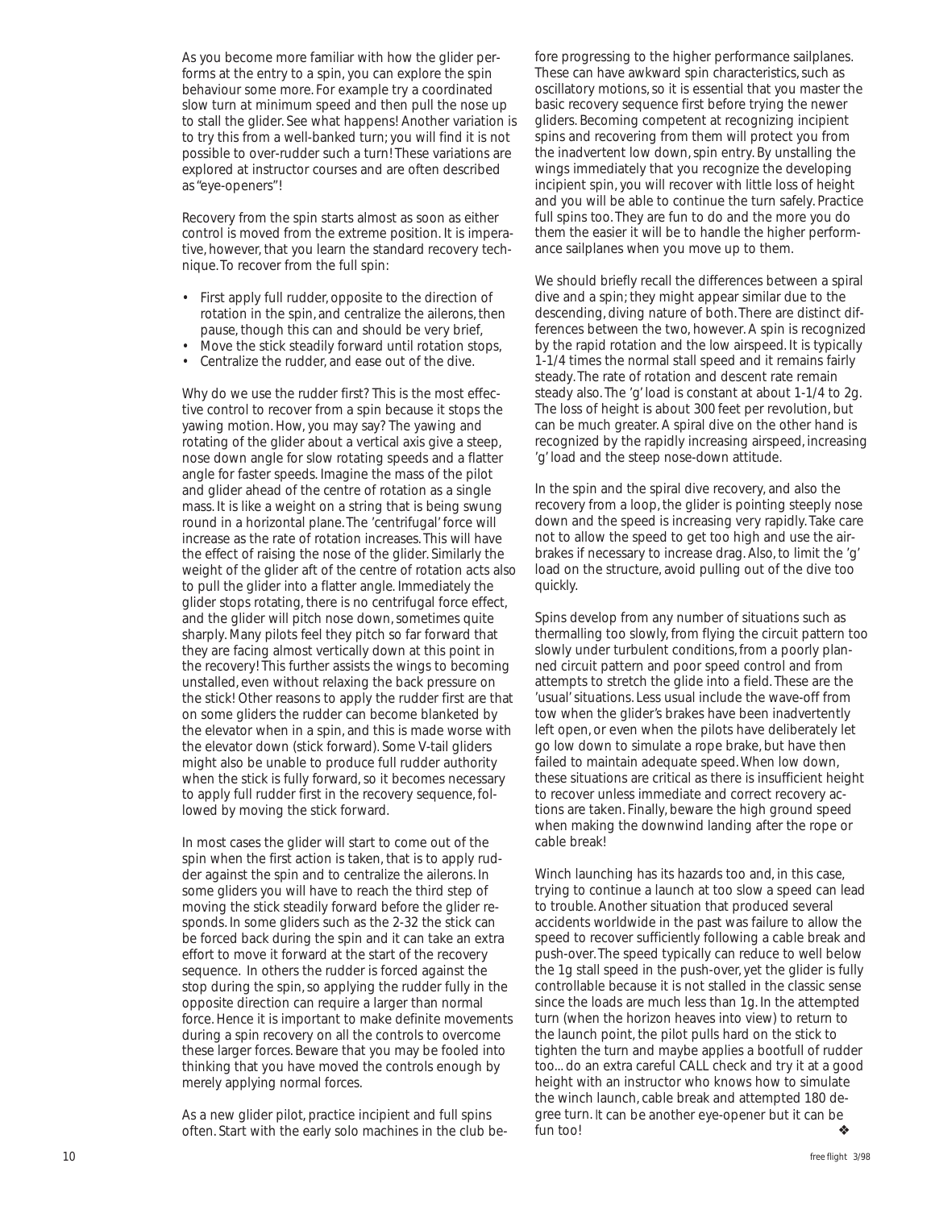As you become more familiar with how the glider performs at the entry to a spin, you can explore the spin behaviour some more. For example try a coordinated slow turn at minimum speed and then pull the nose up to stall the glider. See what happens! Another variation is to try this from a well-banked turn; you will find it is not possible to over-rudder such a turn! These variations are explored at instructor courses and are often described as "eye-openers"!

Recovery from the spin starts almost as soon as either control is moved from the extreme position. It is imperative, however, that you learn the standard recovery technique. To recover from the full spin:

- First apply full rudder, opposite to the direction of rotation in the spin, and centralize the ailerons, then pause, though this can and should be very brief,
- Move the stick steadily forward until rotation stops,
- Centralize the rudder, and ease out of the dive.

Why do we use the rudder first? This is the most effective control to recover from a spin because it stops the yawing motion. How, you may say? The yawing and rotating of the glider about a vertical axis give a steep, nose down angle for slow rotating speeds and a flatter angle for faster speeds. Imagine the mass of the pilot and glider ahead of the centre of rotation as a single mass. It is like a weight on a string that is being swung round in a horizontal plane. The 'centrifugal' force will increase as the rate of rotation increases. This will have the effect of raising the nose of the glider. Similarly the weight of the glider aft of the centre of rotation acts also to pull the glider into a flatter angle. Immediately the glider stops rotating, there is no centrifugal force effect, and the glider will pitch nose down, sometimes quite sharply. Many pilots feel they pitch so far forward that they are facing almost vertically down at this point in the recovery! This further assists the wings to becoming unstalled, even without relaxing the back pressure on the stick! Other reasons to apply the rudder first are that on some gliders the rudder can become blanketed by the elevator when in a spin, and this is made worse with the elevator down (stick forward). Some V-tail gliders might also be unable to produce full rudder authority when the stick is fully forward, so it becomes necessary to apply full rudder first in the recovery sequence, followed by moving the stick forward.

In most cases the glider will start to come out of the spin when the first action is taken, that is to apply rudder against the spin and to centralize the ailerons. In some gliders you will have to reach the third step of moving the stick steadily forward before the glider responds. In some gliders such as the 2-32 the stick can be forced back during the spin and it can take an extra effort to move it forward at the start of the recovery sequence. In others the rudder is forced against the stop during the spin, so applying the rudder fully in the opposite direction can require a larger than normal force. Hence it is important to make definite movements during a spin recovery on all the controls to overcome these larger forces. Beware that you may be fooled into thinking that you have moved the controls enough by merely applying normal forces.

As a new glider pilot, practice incipient and full spins often. Start with the early solo machines in the club before progressing to the higher performance sailplanes. These can have awkward spin characteristics, such as oscillatory motions, so it is essential that you master the basic recovery sequence first before trying the newer gliders. Becoming competent at recognizing incipient spins and recovering from them will protect you from the inadvertent low down, spin entry. By unstalling the wings immediately that you recognize the developing incipient spin, you will recover with little loss of height and you will be able to continue the turn safely. Practice full spins too. They are fun to do and the more you do them the easier it will be to handle the higher performance sailplanes when you move up to them.

We should briefly recall the differences between a spiral dive and a spin; they might appear similar due to the descending, diving nature of both. There are distinct differences between the two, however. A spin is recognized by the rapid rotation and the low airspeed. It is typically 1-1/4 times the normal stall speed and it remains fairly steady. The rate of rotation and descent rate remain steady also. The 'g' load is constant at about 1-1/4 to 2g. The loss of height is about 300 feet per revolution, but can be much greater. A spiral dive on the other hand is recognized by the rapidly increasing airspeed, increasing 'g' load and the steep nose-down attitude.

In the spin and the spiral dive recovery, and also the recovery from a loop, the glider is pointing steeply nose down and the speed is increasing very rapidly. Take care not to allow the speed to get too high and use the airbrakes if necessary to increase drag. Also, to limit the 'g' load on the structure, avoid pulling out of the dive too quickly.

Spins develop from any number of situations such as thermalling too slowly, from flying the circuit pattern too slowly under turbulent conditions, from a poorly planned circuit pattern and poor speed control and from attempts to stretch the glide into a field. These are the 'usual' situations. Less usual include the wave-off from tow when the glider's brakes have been inadvertently left open, or even when the pilots have deliberately let go low down to simulate a rope brake, but have then failed to maintain adequate speed. When low down, these situations are critical as there is insufficient height to recover unless immediate and correct recovery actions are taken. Finally, beware the high ground speed when making the downwind landing after the rope or cable break!

Winch launching has its hazards too and, in this case, trying to continue a launch at too slow a speed can lead to trouble. Another situation that produced several accidents worldwide in the past was failure to allow the speed to recover sufficiently following a cable break and push-over. The speed typically can reduce to well below the 1g stall speed in the push-over, yet the glider is fully controllable because it is not stalled in the classic sense since the loads are much less than 1g. In the attempted turn (when the horizon heaves into view) to return to the launch point, the pilot pulls hard on the stick to tighten the turn and maybe applies a bootfull of rudder too... do an extra careful CALL check and try it at a good height with an instructor who knows how to simulate the winch launch, cable break and attempted 180 degree turn. It can be another eye-opener but it can be fun too! ❖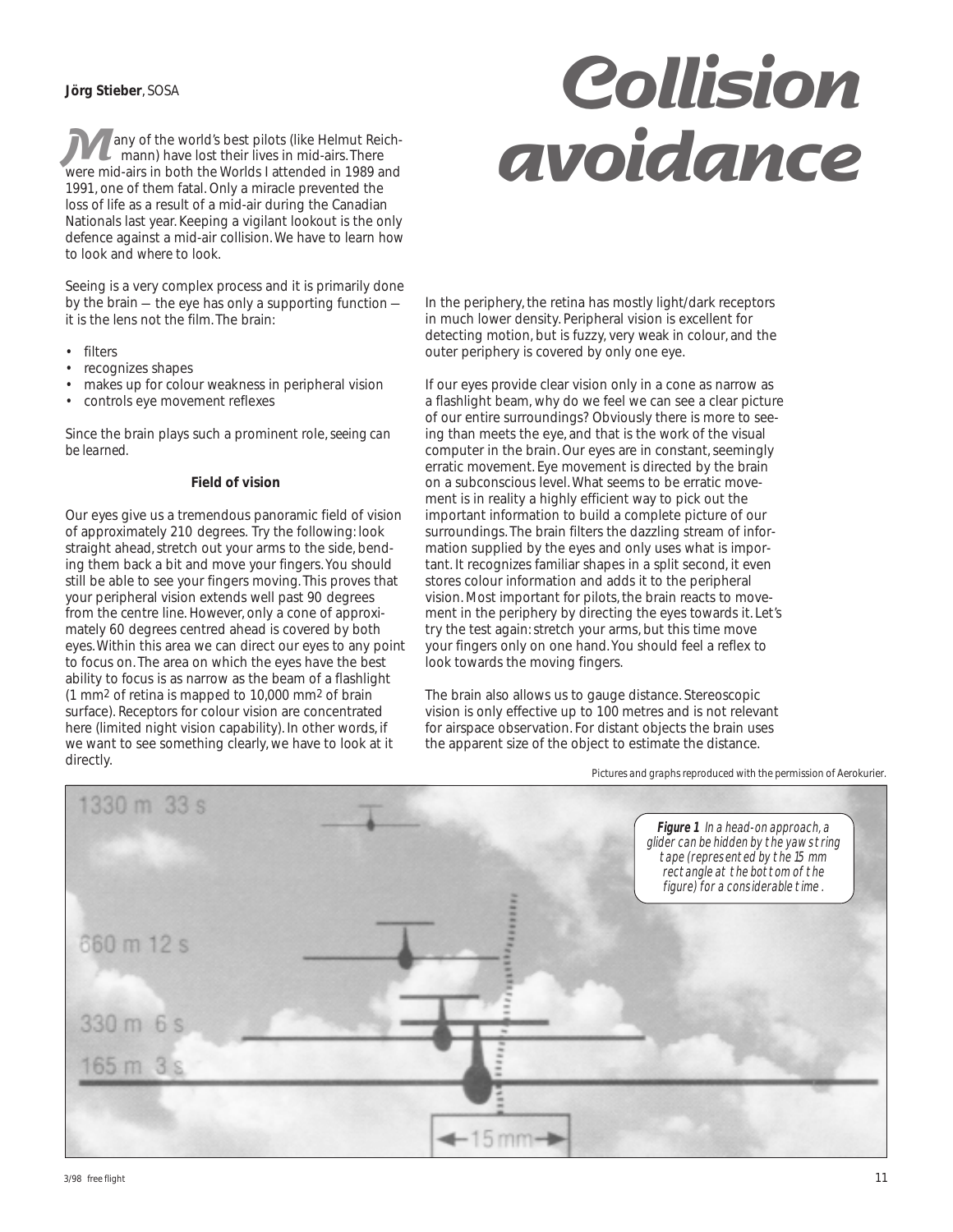# Collision avoidance

**Jörg Stieber**, SOSA

Many of the world's best pilots (like Helmut Reichmann) have lost their lives in mid-airs. There were mid-airs in both the Worlds I attended in 1989 and 1991, one of them fatal. Only a miracle prevented the loss of life as a result of a mid-air during the Canadian Nationals last year. Keeping a vigilant lookout is the only defence against a mid-air collision. We have to learn how to look and where to look.

Seeing is a very complex process and it is primarily done by the brain — the eye has only a supporting function — it is the lens not the film. The brain:

- filters
- recognizes shapes
- makes up for colour weakness in peripheral vision
- controls eye movement reflexes

Since the brain plays such a prominent role, *seeing can be learned.*

### Field of vision

Our eyes give us a tremendous panoramic field of vision of approximately 210 degrees. Try the following: look straight ahead, stretch out your arms to the side, bending them back a bit and move your fingers. You should still be able to see your fingers moving. This proves that your peripheral vision extends well past 90 degrees from the centre line. However, only a cone of approximately 60 degrees centred ahead is covered by both eyes. Within this area we can direct our eyes to any point to focus on. The area on which the eyes have the best ability to focus is as narrow as the beam of a flashlight (1 $mm^2$ of retina is mapped to 10,000 $mm^2$ of brain surface). Receptors for colour vision are concentrated here (limited night vision capability). In other words, if we want to see something clearly, we have to look at it directly.

In the periphery, the retina has mostly light/dark receptors in much lower density. Peripheral vision is excellent for detecting motion, but is fuzzy, very weak in colour, and the outer periphery is covered by only one eye.

If our eyes provide clear vision only in a cone as narrow as a flashlight beam, why do we feel we can see a clear picture of our entire surroundings? Obviously there is more to seeing than meets the eye, and that is the work of the visual computer in the brain. Our eyes are in constant, seemingly erratic movement. Eye movement is directed by the brain on a subconscious level. What seems to be erratic movement is in reality a highly efficient way to pick out the important information to build a complete picture of our surroundings. The brain filters the dazzling stream of information supplied by the eyes and only uses what is important. It recognizes familiar shapes in a split second, it even stores colour information and adds it to the peripheral vision. Most important for pilots, the brain reacts to movement in the periphery by directing the eyes towards it. Let's try the test again: stretch your arms, but this time move your fingers only on one hand. You should feel a reflex to look towards the moving fingers.

The brain also allows us to gauge distance. Stereoscopic vision is only effective up to 100 metres and is not relevant for airspace observation. For distant objects the brain uses the apparent size of the object to estimate the distance.

*Pictures and graphs reproduced with the permission of Aerokurier.*

1330 m 33 s
660 m 12 s
330 m 6 s
165 m 3 s
15 mm

**Figure 1** *In a head-on approach, a glider can be hidden by the yaw string tape (represented by the 15 mm rectangle at the bottom of the figure) for a considerable time.*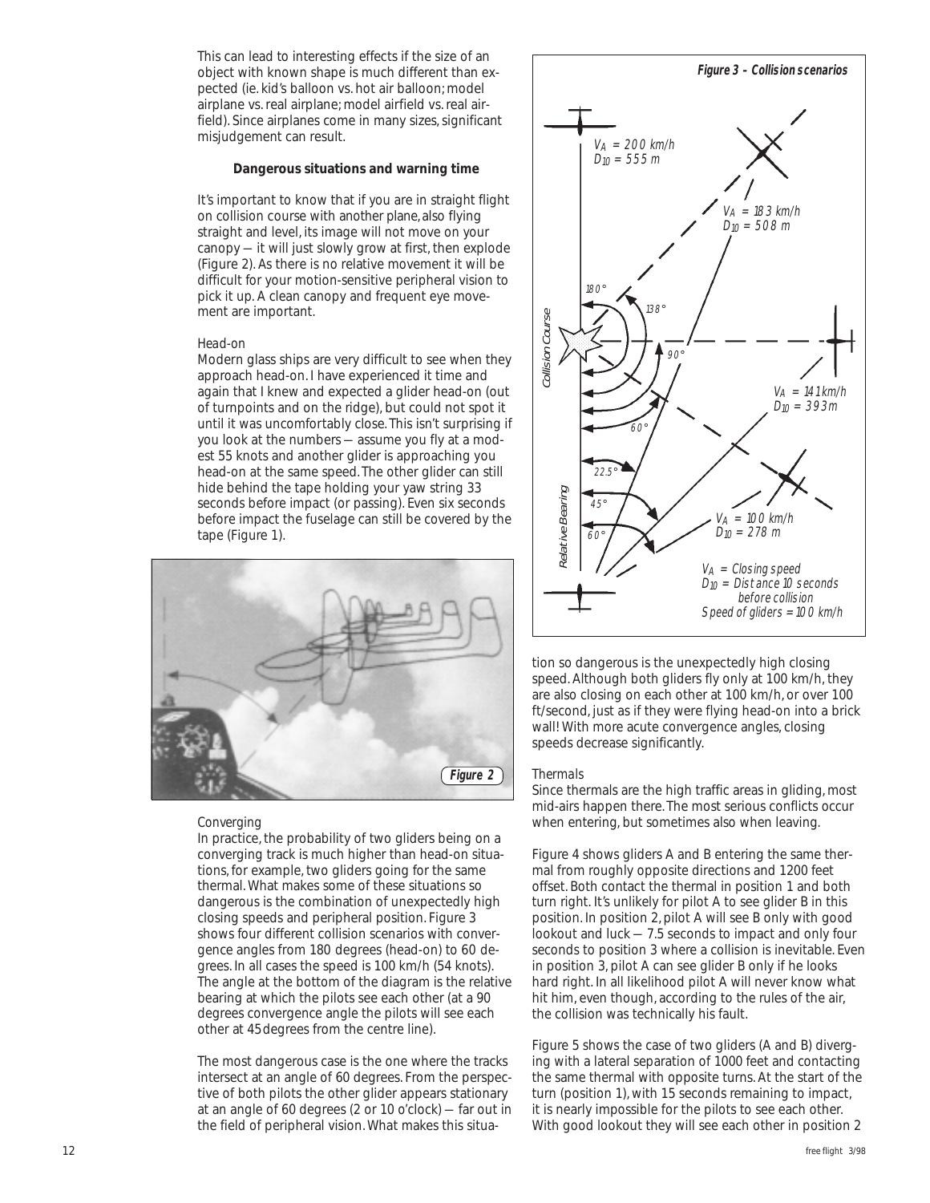This can lead to interesting effects if the size of an object with known shape is much different than expected (ie. kid's balloon vs. hot air balloon; model airplane vs. real airplane; model airfield vs. real airfield). Since airplanes come in many sizes, significant misjudgement can result.

**Dangerous situations and warning time**

It's important to know that if you are in straight flight on collision course with another plane, also flying straight and level, its image will not move on your canopy — it will just slowly grow at first, then explode (Figure 2). As there is no relative movement it will be difficult for your motion-sensitive peripheral vision to pick it up. A clean canopy and frequent eye movement are important.

*Head-on*

Modern glass ships are very difficult to see when they approach head-on. I have experienced it time and again that I knew and expected a glider head-on (out of turnpoints and on the ridge), but could not spot it until it was uncomfortably close. This isn't surprising if you look at the numbers — assume you fly at a modest 55 knots and another glider is approaching you head-on at the same speed. The other glider can still hide behind the tape holding your yaw string 33 seconds before impact (or passing). Even six seconds before impact the fuselage can still be covered by the tape (Figure 1).

*Figure 2*

*Converging*

In practice, the probability of two gliders being on a converging track is much higher than head-on situations, for example, two gliders going for the same thermal. What makes some of these situations so dangerous is the combination of unexpectedly high closing speeds and peripheral position. Figure 3 shows four different collision scenarios with convergence angles from 180 degrees (head-on) to 60 degrees. In all cases the speed is 100 km/h (54 knots). The angle at the bottom of the diagram is the relative bearing at which the pilots see each other (at a 90 degrees convergence angle the pilots will see each other at 45 degrees from the centre line).

The most dangerous case is the one where the tracks intersect at an angle of 60 degrees. From the perspective of both pilots the other glider appears stationary at an angle of 60 degrees (2 or 10 o'clock) — far out in the field of peripheral vision. What makes this situation so dangerous is the unexpectedly high closing speed. Although both gliders fly only at 100 km/h, they are also closing on each other at 100 km/h, or over 100 ft/second, just as if they were flying head-on into a brick wall! With more acute convergence angles, closing speeds decrease significantly.

**Figure 3 – Collision scenarios**

- $V_A$ = 200 km/h, $D_{10}$ = 555 m
- $V_A$ = 183 km/h, $D_{10}$ = 508 m
- $V_A$ = 141 km/h, $D_{10}$ = 393 m
- $V_A$ = 100 km/h, $D_{10}$ = 278 m

Convergence angles: 180°, 138°, 90°, 60°. Relative bearing: 22.5°, 45°, 60°.

$V_A$ = Closing speed
$D_{10}$ = Distance 10 seconds before collision
Speed of gliders = 100 km/h

*Thermals*

Since thermals are the high traffic areas in gliding, most mid-airs happen there. The most serious conflicts occur when entering, but sometimes also when leaving.

Figure 4 shows gliders A and B entering the same thermal from roughly opposite directions and 1200 feet offset. Both contact the thermal in position 1 and both turn right. It's unlikely for pilot A to see glider B in this position. In position 2, pilot A will see B only with good lookout and luck — 7.5 seconds to impact and only four seconds to position 3 where a collision is inevitable. Even in position 3, pilot A can see glider B only if he looks hard right. In all likelihood pilot A will never know what hit him, even though, according to the rules of the air, the collision was technically his fault.

Figure 5 shows the case of two gliders (A and B) diverging with a lateral separation of 1000 feet and contacting the same thermal with opposite turns. At the start of the turn (position 1), with 15 seconds remaining to impact, it is nearly impossible for the pilots to see each other. With good lookout they will see each other in position 2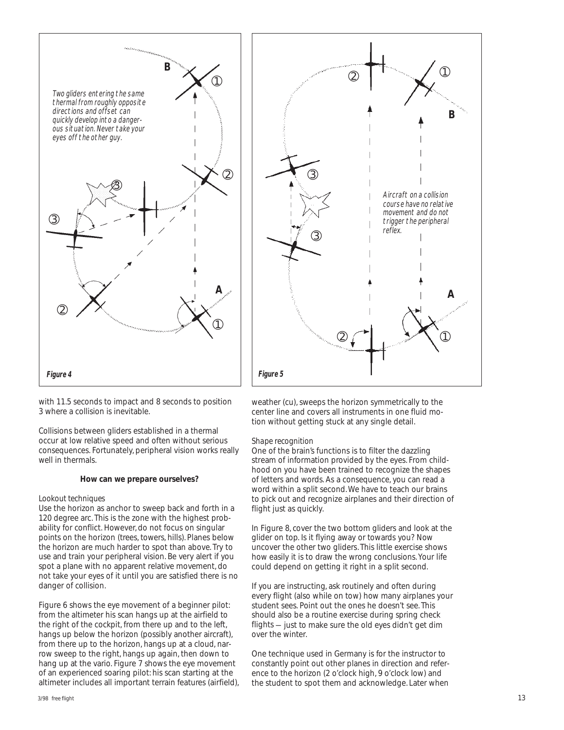*Two gliders entering the same thermal from roughly opposite directions and offset can quickly develop into a dangerous situation. Never take your eyes off the other guy.*

**Figure 4**

*Aircraft on a collision course have no relative movement and do not trigger the peripheral reflex.*

**Figure 5**

with 11.5 seconds to impact and 8 seconds to position 3 where a collision is inevitable.

Collisions between gliders established in a thermal occur at low relative speed and often without serious consequences. Fortunately, peripheral vision works really well in thermals.

### How can we prepare ourselves?

*Lookout techniques*

Use the horizon as anchor to sweep back and forth in a 120 degree arc. This is the zone with the highest probability for conflict. However, do not focus on singular points on the horizon (trees, towers, hills). Planes below the horizon are much harder to spot than above. Try to use and train your peripheral vision. Be very alert if you spot a plane with no apparent relative movement, do not take your eyes of it until you are satisfied there is no danger of collision.

Figure 6 shows the eye movement of a beginner pilot: from the altimeter his scan hangs up at the airfield to the right of the cockpit, from there up and to the left, hangs up below the horizon (possibly another aircraft), from there up to the horizon, hangs up at a cloud, narrow sweep to the right, hangs up again, then down to hang up at the vario. Figure 7 shows the eye movement of an experienced soaring pilot: his scan starting at the altimeter includes all important terrain features (airfield), weather (cu), sweeps the horizon symmetrically to the center line and covers all instruments in one fluid motion without getting stuck at any single detail.

*Shape recognition*

One of the brain's functions is to filter the dazzling stream of information provided by the eyes. From childhood on you have been trained to recognize the shapes of letters and words. As a consequence, you can read a word within a split second. We have to teach our brains to pick out and recognize airplanes and their direction of flight just as quickly.

In Figure 8, cover the two bottom gliders and look at the glider on top. Is it flying away or towards you? Now uncover the other two gliders. This little exercise shows how easily it is to draw the wrong conclusions. Your life could depend on getting it right in a split second.

If you are instructing, ask routinely and often during every flight (also while on tow) how many airplanes your student sees. Point out the ones he doesn't see. This should also be a routine exercise during spring check flights — just to make sure the old eyes didn't get dim over the winter.

One technique used in Germany is for the instructor to constantly point out other planes in direction and reference to the horizon (2 o'clock high, 9 o'clock low) and the student to spot them and acknowledge. Later when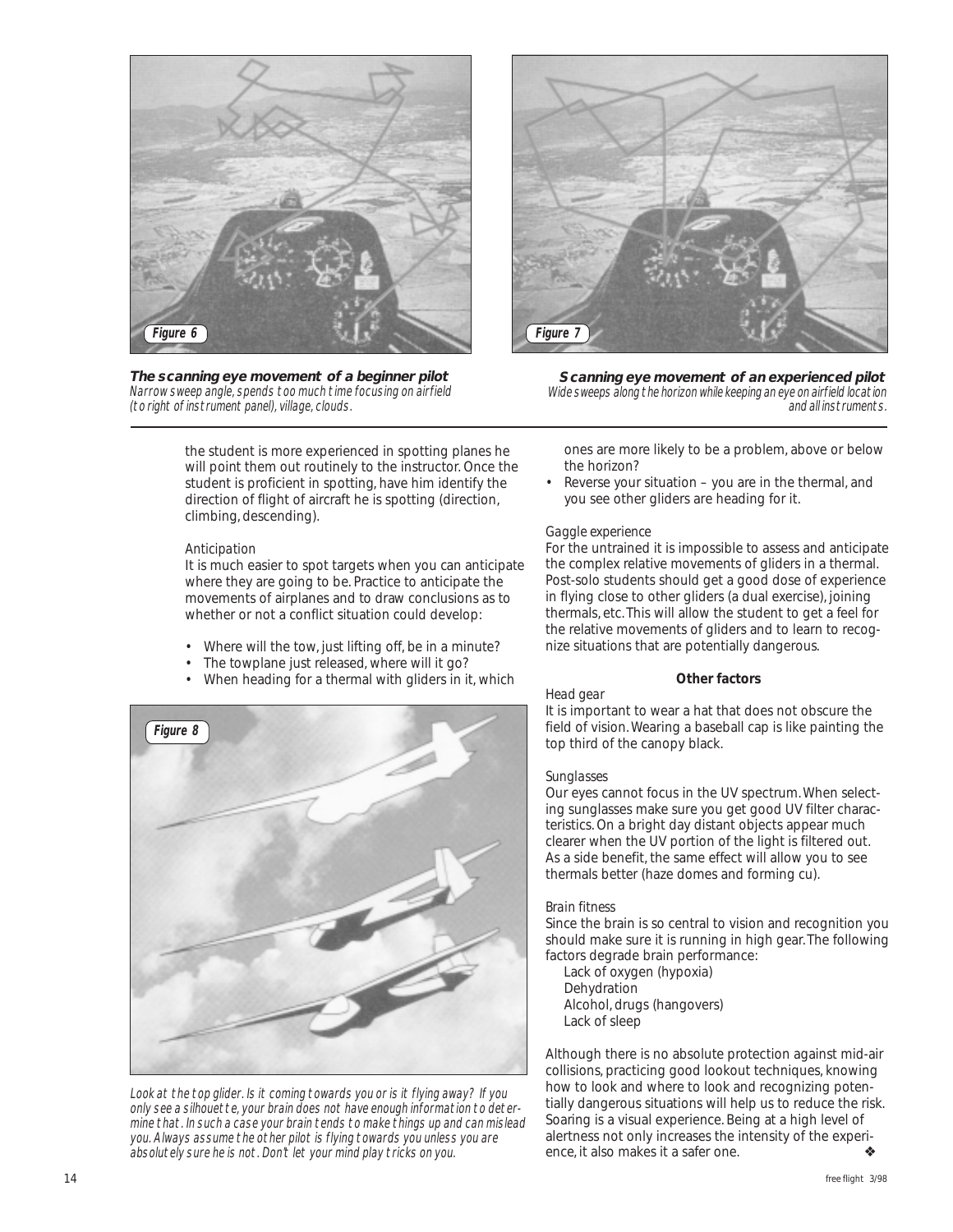Figure 6

**The scanning eye movement of a beginner pilot**
*Narrow sweep angle, spends too much time focusing on airfield (to right of instrument panel), village, clouds.*

Figure 7

**Scanning eye movement of an experienced pilot**
*Wide sweeps along the horizon while keeping an eye on airfield location and all instruments.*

the student is more experienced in spotting planes he will point them out routinely to the instructor. Once the student is proficient in spotting, have him identify the direction of flight of aircraft he is spotting (direction, climbing, descending).

*Anticipation*
It is much easier to spot targets when you can anticipate where they are going to be. Practice to anticipate the movements of airplanes and to draw conclusions as to whether or not a conflict situation could develop:

- Where will the tow, just lifting off, be in a minute?
- The towplane just released, where will it go?
- When heading for a thermal with gliders in it, which ones are more likely to be a problem, above or below the horizon?
- Reverse your situation – you are in the thermal, and you see other gliders are heading for it.

Figure 8

*Look at the top glider. Is it coming towards you or is it flying away? If you only see a silhouette, your brain does not have enough information to determine that. In such a case your brain tends to make things up and can mislead you. Always assume the other pilot is flying towards you unless you are absolutely sure he is not. Don't let your mind play tricks on you.*

*Gaggle experience*
For the untrained it is impossible to assess and anticipate the complex relative movements of gliders in a thermal. Post-solo students should get a good dose of experience in flying close to other gliders (a dual exercise), joining thermals, etc. This will allow the student to get a feel for the relative movements of gliders and to learn to recognize situations that are potentially dangerous.

**Other factors**

*Head gear*
It is important to wear a hat that does not obscure the field of vision. Wearing a baseball cap is like painting the top third of the canopy black.

*Sunglasses*
Our eyes cannot focus in the UV spectrum. When selecting sunglasses make sure you get good UV filter characteristics. On a bright day distant objects appear much clearer when the UV portion of the light is filtered out. As a side benefit, the same effect will allow you to see thermals better (haze domes and forming cu).

*Brain fitness*
Since the brain is so central to vision and recognition you should make sure it is running in high gear. The following factors degrade brain performance:

Lack of oxygen (hypoxia)
Dehydration
Alcohol, drugs (hangovers)
Lack of sleep

Although there is no absolute protection against mid-air collisions, practicing good lookout techniques, knowing how to look and where to look and recognizing potentially dangerous situations will help us to reduce the risk. Soaring is a visual experience. Being at a high level of alertness not only increases the intensity of the experience, it also makes it a safer one. ❖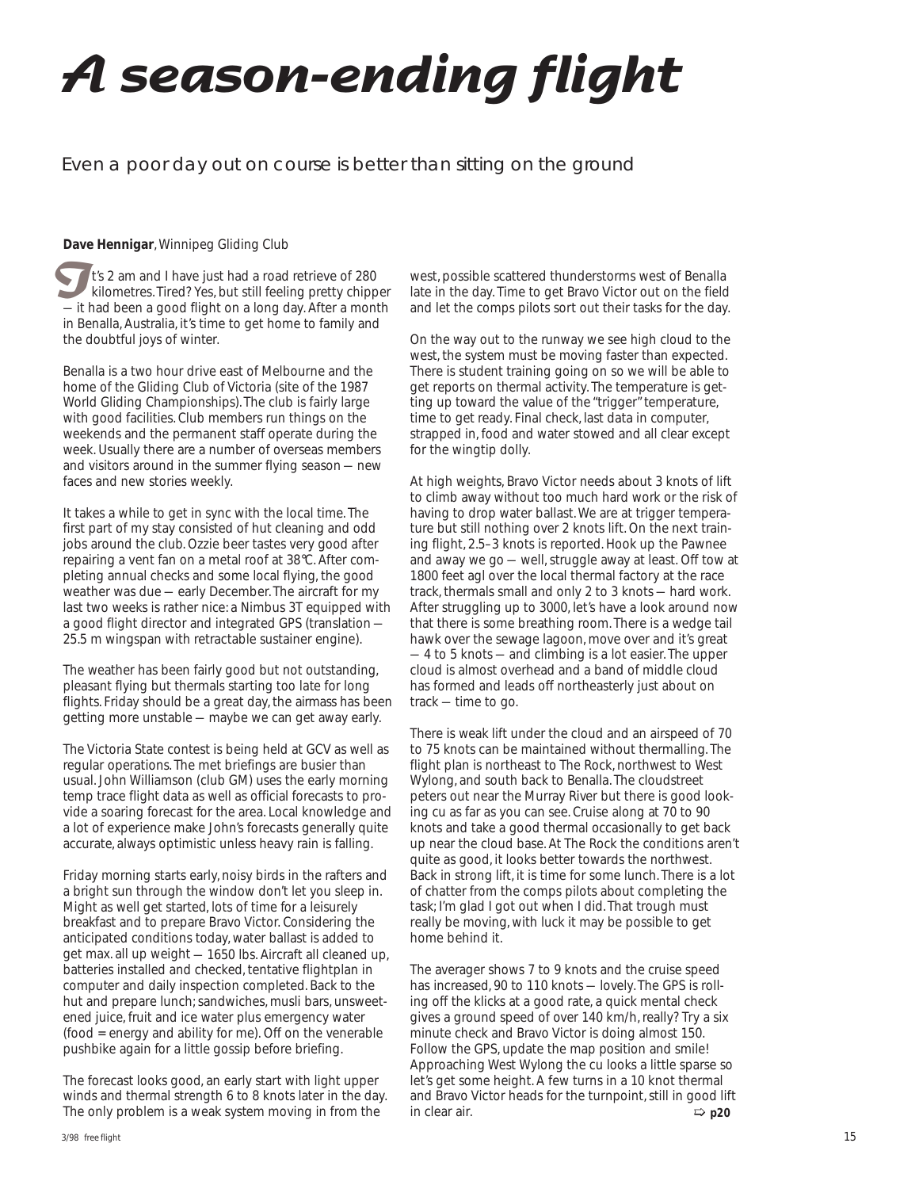# A season-ending flight

Even a poor day out on course is better than sitting on the ground

**Dave Hennigar**, Winnipeg Gliding Club

It's 2 am and I have just had a road retrieve of 280 kilometres. Tired? Yes, but still feeling pretty chipper — it had been a good flight on a long day. After a month in Benalla, Australia, it's time to get home to family and the doubtful joys of winter.

Benalla is a two hour drive east of Melbourne and the home of the Gliding Club of Victoria (site of the 1987 World Gliding Championships). The club is fairly large with good facilities. Club members run things on the weekends and the permanent staff operate during the week. Usually there are a number of overseas members and visitors around in the summer flying season — new faces and new stories weekly.

It takes a while to get in sync with the local time. The first part of my stay consisted of hut cleaning and odd jobs around the club. Ozzie beer tastes very good after repairing a vent fan on a metal roof at 38°C. After completing annual checks and some local flying, the good weather was due — early December. The aircraft for my last two weeks is rather nice: a Nimbus 3T equipped with a good flight director and integrated GPS (translation — 25.5 m wingspan with retractable sustainer engine).

The weather has been fairly good but not outstanding, pleasant flying but thermals starting too late for long flights. Friday should be a great day, the airmass has been getting more unstable — maybe we can get away early.

The Victoria State contest is being held at GCV as well as regular operations. The met briefings are busier than usual. John Williamson (club GM) uses the early morning temp trace flight data as well as official forecasts to provide a soaring forecast for the area. Local knowledge and a lot of experience make John's forecasts generally quite accurate, always optimistic unless heavy rain is falling.

Friday morning starts early, noisy birds in the rafters and a bright sun through the window don't let you sleep in. Might as well get started, lots of time for a leisurely breakfast and to prepare Bravo Victor. Considering the anticipated conditions today, water ballast is added to get max. all up weight — 1650 lbs. Aircraft all cleaned up, batteries installed and checked, tentative flightplan in computer and daily inspection completed. Back to the hut and prepare lunch; sandwiches, musli bars, unsweetened juice, fruit and ice water plus emergency water (food = energy and ability for me). Off on the venerable pushbike again for a little gossip before briefing.

The forecast looks good, an early start with light upper winds and thermal strength 6 to 8 knots later in the day. The only problem is a weak system moving in from the west, possible scattered thunderstorms west of Benalla late in the day. Time to get Bravo Victor out on the field and let the comps pilots sort out their tasks for the day.

On the way out to the runway we see high cloud to the west, the system must be moving faster than expected. There is student training going on so we will be able to get reports on thermal activity. The temperature is getting up toward the value of the "trigger" temperature, time to get ready. Final check, last data in computer, strapped in, food and water stowed and all clear except for the wingtip dolly.

At high weights, Bravo Victor needs about 3 knots of lift to climb away without too much hard work or the risk of having to drop water ballast. We are at trigger temperature but still nothing over 2 knots lift. On the next training flight, 2.5–3 knots is reported. Hook up the Pawnee and away we go — well, struggle away at least. Off tow at 1800 feet agl over the local thermal factory at the race track, thermals small and only 2 to 3 knots — hard work. After struggling up to 3000, let's have a look around now that there is some breathing room. There is a wedge tail hawk over the sewage lagoon, move over and it's great — 4 to 5 knots — and climbing is a lot easier. The upper cloud is almost overhead and a band of middle cloud has formed and leads off northeasterly just about on track — time to go.

There is weak lift under the cloud and an airspeed of 70 to 75 knots can be maintained without thermalling. The flight plan is northeast to The Rock, northwest to West Wylong, and south back to Benalla. The cloudstreet peters out near the Murray River but there is good looking cu as far as you can see. Cruise along at 70 to 90 knots and take a good thermal occasionally to get back up near the cloud base. At The Rock the conditions aren't quite as good, it looks better towards the northwest. Back in strong lift, it is time for some lunch. There is a lot of chatter from the comps pilots about completing the task; I'm glad I got out when I did. That trough must really be moving, with luck it may be possible to get home behind it.

The averager shows 7 to 9 knots and the cruise speed has increased, 90 to 110 knots — lovely. The GPS is rolling off the klicks at a good rate, a quick mental check gives a ground speed of over 140 km/h, really? Try a six minute check and Bravo Victor is doing almost 150. Follow the GPS, update the map position and smile! Approaching West Wylong the cu looks a little sparse so let's get some height. A few turns in a 10 knot thermal and Bravo Victor heads for the turnpoint, still in good lift in clear air. ⇨ p20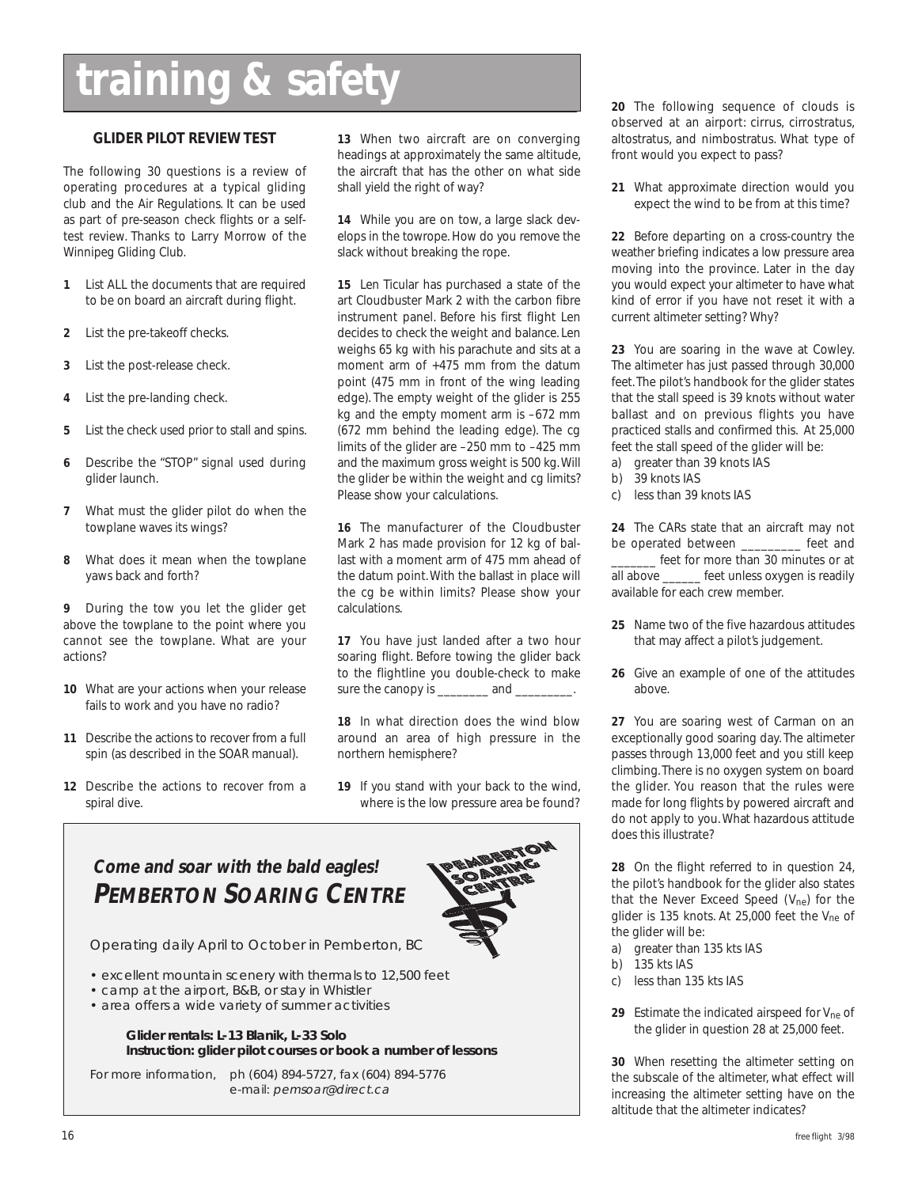# training & safety

### GLIDER PILOT REVIEW TEST

The following 30 questions is a review of operating procedures at a typical gliding club and the Air Regulations. It can be used as part of pre-season check flights or a self-test review. Thanks to Larry Morrow of the Winnipeg Gliding Club.

**1** List ALL the documents that are required to be on board an aircraft during flight.

**2** List the pre-takeoff checks.

**3** List the post-release check.

**4** List the pre-landing check.

**5** List the check used prior to stall and spins.

**6** Describe the "STOP" signal used during glider launch.

**7** What must the glider pilot do when the towplane waves its wings?

**8** What does it mean when the towplane yaws back and forth?

**9** During the tow you let the glider get above the towplane to the point where you cannot see the towplane. What are your actions?

**10** What are your actions when your release fails to work and you have no radio?

**11** Describe the actions to recover from a full spin (as described in the SOAR manual).

**12** Describe the actions to recover from a spiral dive.

**13** When two aircraft are on converging headings at approximately the same altitude, the aircraft that has the other on what side shall yield the right of way?

**14** While you are on tow, a large slack develops in the towrope. How do you remove the slack without breaking the rope.

**15** Len Ticular has purchased a state of the art Cloudbuster Mark 2 with the carbon fibre instrument panel. Before his first flight Len decides to check the weight and balance. Len weighs 65 kg with his parachute and sits at a moment arm of +475 mm from the datum point (475 mm in front of the wing leading edge). The empty weight of the glider is 255 kg and the empty moment arm is –672 mm (672 mm behind the leading edge). The cg limits of the glider are –250 mm to –425 mm and the maximum gross weight is 500 kg. Will the glider be within the weight and cg limits? Please show your calculations.

**16** The manufacturer of the Cloudbuster Mark 2 has made provision for 12 kg of ballast with a moment arm of 475 mm ahead of the datum point. With the ballast in place will the cg be within limits? Please show your calculations.

**17** You have just landed after a two hour soaring flight. Before towing the glider back to the flightline you double-check to make sure the canopy is ________ and _________.

**18** In what direction does the wind blow around an area of high pressure in the northern hemisphere?

**19** If you stand with your back to the wind, where is the low pressure area be found?

**20** The following sequence of clouds is observed at an airport: cirrus, cirrostratus, altostratus, and nimbostratus. What type of front would you expect to pass?

**21** What approximate direction would you expect the wind to be from at this time?

**22** Before departing on a cross-country the weather briefing indicates a low pressure area moving into the province. Later in the day you would expect your altimeter to have what kind of error if you have not reset it with a current altimeter setting? Why?

**23** You are soaring in the wave at Cowley. The altimeter has just passed through 30,000 feet. The pilot's handbook for the glider states that the stall speed is 39 knots without water ballast and on previous flights you have practiced stalls and confirmed this. At 25,000 feet the stall speed of the glider will be:

a) greater than 39 knots IAS
b) 39 knots IAS
c) less than 39 knots IAS

**24** The CARs state that an aircraft may not be operated between _________ feet and _______ feet for more than 30 minutes or at all above ______ feet unless oxygen is readily available for each crew member.

**25** Name two of the five hazardous attitudes that may affect a pilot's judgement.

**26** Give an example of one of the attitudes above.

**27** You are soaring west of Carman on an exceptionally good soaring day. The altimeter passes through 13,000 feet and you still keep climbing. There is no oxygen system on board the glider. You reason that the rules were made for long flights by powered aircraft and do not apply to you. What hazardous attitude does this illustrate?

**28** On the flight referred to in question 24, the pilot's handbook for the glider also states that the Never Exceed Speed ($V_{ne}$) for the glider is 135 knots. At 25,000 feet the $V_{ne}$ of the glider will be:

a) greater than 135 kts IAS
b) 135 kts IAS
c) less than 135 kts IAS

**29** Estimate the indicated airspeed for $V_{ne}$ of the glider in question 28 at 25,000 feet.

**30** When resetting the altimeter setting on the subscale of the altimeter, what effect will increasing the altimeter setting have on the altitude that the altimeter indicates?

---

***Come and soar with the bald eagles!***
***PEMBERTON SOARING CENTRE***

PEMBERTON SOARING CENTRE

Operating daily April to October in Pemberton, BC

- excellent mountain scenery with thermals to 12,500 feet
- camp at the airport, B&B, or stay in Whistler
- area offers a wide variety of summer activities

**Glider rentals: L-13 Blanik, L-33 Solo**
**Instruction: glider pilot courses or book a number of lessons**

For more information, ph (604) 894-5727, fax (604) 894-5776
e-mail: *pemsoar@direct.ca*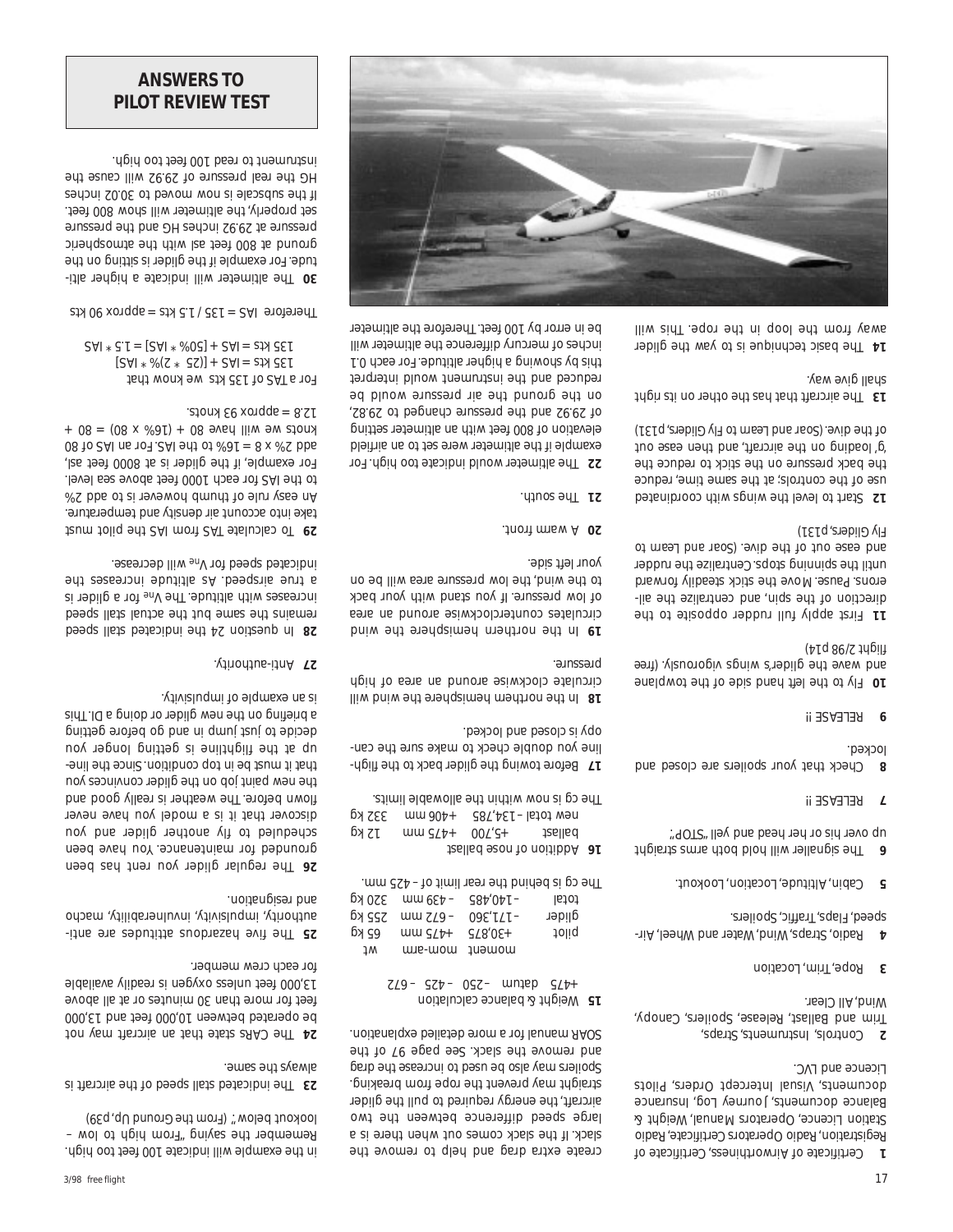# ANSWERS TO PILOT REVIEW TEST

**1** Certificate of Airworthiness, Certificate of Registration, Radio Operators Certificate, Radio Station Licence, Operators Manual, Weight & Balance documents, Journey Log, Insurance documents, Visual Intercept Orders, Pilots Licence and LVC.

**2** Controls, Instruments, Straps, Trim and Ballast, Release, Spoilers, Canopy, Wind, All Clear.

**3** Rope, Trim, Location

**4** Radio, Straps, Wind, Water and Wheel, Airspeed, Flaps, Traffic, Spoilers.

**5** Cabin, Altitude, Location, Lookout.

**6** The signaller will hold both arms straight up over his or her head and yell "STOP".

**7** RELEASE !!

**8** Check that your spoilers are closed and locked.

**9** RELEASE !!

**10** Fly to the left hand side of the towplane and wave the glider's wings vigorously. (free flight 2/98 p14)

**11** First apply full rudder opposite to the direction of the spin, and centralize the ailerons. Pause. Move the stick steadily forward until the spinning stops. Centralize the rudder and ease out of the dive. (Soar and Learn to Fly Gliders, p131)

**12** Start to level the wings with coordinated use of the controls; at the same time, reduce the back pressure on the stick to reduce the 'g' loading on the aircraft, and then ease out of the dive. (Soar and Learn to Fly Gliders, p131)

**13** The aircraft that has the other on its right shall give way.

**14** The basic technique is to yaw the glider away from the loop in the rope. This will create extra drag and help to remove the slack. If the slack comes out when there is a large speed difference between the two aircraft, the energy required to pull the glider straight may prevent the rope from breaking. Spoilers may also be used to increase the drag and remove the slack. See page 97 of the SOAR manual for a more detailed explanation.

**15** Weight & balance calculation

+475 datum –250 – 425 – 672

| | moment | mom-arm | wt |
|---|---|---|---|
| pilot | +30,875 | +475 mm | 65 kg |
| glider | –171,360 | – 672 mm | 255 kg |
| total | –140,485 | – 439 mm | 320 kg |

The cg is behind the rear limit of – 425 mm.

**16** Addition of nose ballast

| | moment | mom-arm | wt |
|---|---|---|---|
| ballast | +5,700 | +475 mm | 12 kg |
| new total | –134,785 | +406 mm | 332 kg |

The cg is now within the allowable limits.

**17** Before towing the glider back to the flightline you double check to make sure the canopy is closed and locked.

**18** In the northern hemisphere the wind will circulate clockwise around an area of high pressure.

**19** In the northern hemisphere the wind circulates counterclockwise around an area of low pressure. If you stand with your back to the wind, the low pressure area will be on your left side.

**20** A warm front.

**21** The south.

**22** The altimeter would indicate too high. For example if the altimeter were set to an airfield elevation of 800 feet with an altimeter setting of 29.92 and the pressure changed to 29.82, on the ground the air pressure would be reduced and the instrument would interpret this by showing a higher altitude. For each 0.1 inches of mercury difference the altimeter will be in error by 100 feet. Therefore the altimeter in the example will indicate 100 feet too high. Remember the saying "From high to low – lookout below". (From the Ground Up, p39)

**23** The indicated stall speed of the aircraft is always the same.

**24** The CARs state that an aircraft may not be operated between 10,000 feet and 13,000 feet for more than 30 minutes or at all above 13,000 feet unless oxygen is readily available for each crew member.

**25** The five hazardous attitudes are anti-authority, impulsivity, invulnerability, macho and resignation.

**26** The regular glider you rent has been grounded for maintenance. You have been scheduled to fly another glider and you discover that it is a model you have never flown before. The weather is really good and the new paint job on the glider convinces you that it must be in top condition. Since the line-up at the flightline is getting longer you decide to just jump in and go before getting a briefing on the new glider or doing a DI. This is an example of impulsivity.

**27** Anti-authority.

**28** In question 24 the indicated stall speed remains the same but the actual stall speed increases with altitude. The $V_{ne}$ for a glider is a true airspeed. As altitude increases the indicated speed for $V_{ne}$ will decrease.

**29** To calculate TAS from IAS the pilot must take into account air density and temperature. An easy rule of thumb however is to add 2% to the IAS for each 1000 feet above sea level. For example, if the glider is at 8000 feet asl, add 2% x 8 = 16% to the IAS. For an IAS of 80 knots we will have 80 + (16% x 80) = 80 + 12.8 = approx 93 knots.

For a TAS of 135 kts we know that

135 kts = IAS + [(25 * 2)% * IAS]

135 kts = IAS + [50% * IAS] = 1.5 * IAS

Therefore IAS = 135 / 1.5 kts = approx 90 kts

**30** The altimeter will indicate a higher altitude. For example if the glider is sitting on the ground at 800 feet asl with the atmospheric pressure at 29.92 inches HG and the pressure set properly, the altimeter will show 800 feet. If the subscale is now moved to 30.02 inches HG the real pressure of 29.92 will cause the instrument to read 100 feet too high.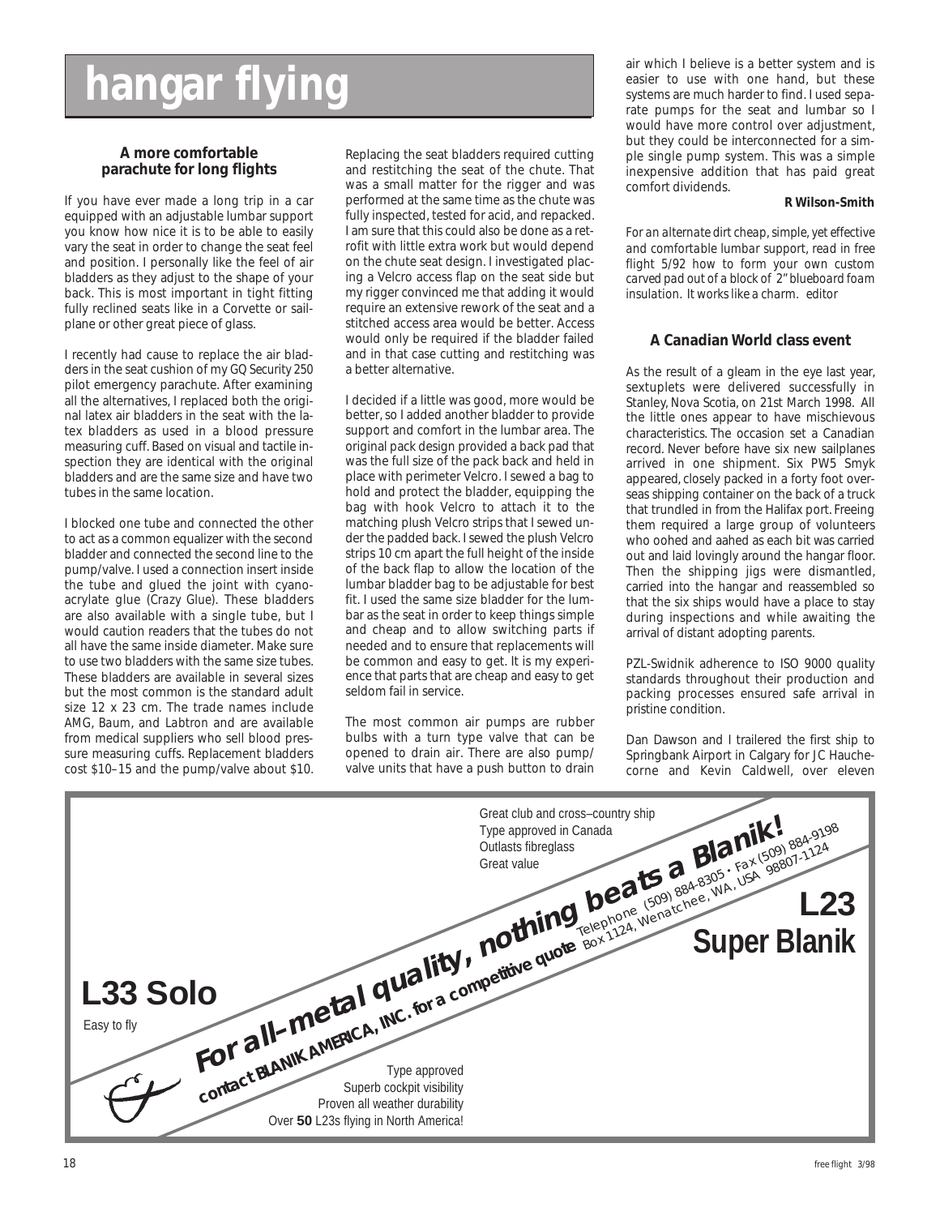# hangar flying

### A more comfortable parachute for long flights

If you have ever made a long trip in a car equipped with an adjustable lumbar support you know how nice it is to be able to easily vary the seat in order to change the seat feel and position. I personally like the feel of air bladders as they adjust to the shape of your back. This is most important in tight fitting fully reclined seats like in a Corvette or sailplane or other great piece of glass.

I recently had cause to replace the air bladders in the seat cushion of my GQ Security 250 pilot emergency parachute. After examining all the alternatives, I replaced both the original latex air bladders in the seat with the latex bladders as used in a blood pressure measuring cuff. Based on visual and tactile inspection they are identical with the original bladders and are the same size and have two tubes in the same location.

I blocked one tube and connected the other to act as a common equalizer with the second bladder and connected the second line to the pump/valve. I used a connection insert inside the tube and glued the joint with cyanoacrylate glue (Crazy Glue). These bladders are also available with a single tube, but I would caution readers that the tubes do not all have the same inside diameter. Make sure to use two bladders with the same size tubes. These bladders are available in several sizes but the most common is the standard adult size 12 x 23 cm. The trade names include AMG, Baum, and Labtron and are available from medical suppliers who sell blood pressure measuring cuffs. Replacement bladders cost $10–15 and the pump/valve about $10.

Replacing the seat bladders required cutting and restitching the seat of the chute. That was a small matter for the rigger and was performed at the same time as the chute was fully inspected, tested for acid, and repacked. I am sure that this could also be done as a retrofit with little extra work but would depend on the chute seat design. I investigated placing a Velcro access flap on the seat side but my rigger convinced me that adding it would require an extensive rework of the seat and a stitched access area would be better. Access would only be required if the bladder failed and in that case cutting and restitching was a better alternative.

I decided if a little was good, more would be better, so I added another bladder to provide support and comfort in the lumbar area. The original pack design provided a back pad that was the full size of the pack back and held in place with perimeter Velcro. I sewed a bag to hold and protect the bladder, equipping the bag with hook Velcro to attach it to the matching plush Velcro strips that I sewed under the padded back. I sewed the plush Velcro strips 10 cm apart the full height of the inside of the back flap to allow the location of the lumbar bladder bag to be adjustable for best fit. I used the same size bladder for the lumbar as the seat in order to keep things simple and cheap and to allow switching parts if needed and to ensure that replacements will be common and easy to get. It is my experience that parts that are cheap and easy to get seldom fail in service.

The most common air pumps are rubber bulbs with a turn type valve that can be opened to drain air. There are also pump/valve units that have a push button to drain air which I believe is a better system and is easier to use with one hand, but these systems are much harder to find. I used separate pumps for the seat and lumbar so I would have more control over adjustment, but they could be interconnected for a simple single pump system. This was a simple inexpensive addition that has paid great comfort dividends.

**R Wilson-Smith**

*For an alternate dirt cheap, simple, yet effective and comfortable lumbar support, read in free flight 5/92 how to form your own custom carved pad out of a block of 2" blueboard foam insulation. It works like a charm. editor*

### A Canadian World class event

As the result of a gleam in the eye last year, sextuplets were delivered successfully in Stanley, Nova Scotia, on 21st March 1998. All the little ones appear to have mischievous characteristics. The occasion set a Canadian record. Never before have six new sailplanes arrived in one shipment. Six PW5 Smyk appeared, closely packed in a forty foot overseas shipping container on the back of a truck that trundled in from the Halifax port. Freeing them required a large group of volunteers who oohed and aahed as each bit was carried out and laid lovingly around the hangar floor. Then the shipping jigs were dismantled, carried into the hangar and reassembled so that the six ships would have a place to stay during inspections and while awaiting the arrival of distant adopting parents.

PZL-Swidnik adherence to ISO 9000 quality standards throughout their production and packing processes ensured safe arrival in pristine condition.

Dan Dawson and I trailered the first ship to Springbank Airport in Calgary for JC Hauchecorne and Kevin Caldwell, over eleven

---

Great club and cross–country ship
Type approved in Canada
Outlasts fibreglass
Great value

**For all-metal quality, nothing beats a Blanik!**
**contact BLANIK AMERICA, INC. for a competitive quote** Telephone (509) 884-8305 • Fax (509) 884-9198 Box 1124, Wenatchee, WA, USA 98807-1124

**L23 Super Blanik**

**L33 Solo**
Easy to fly

Type approved
Superb cockpit visibility
Proven all weather durability
Over **50** L23s flying in North America!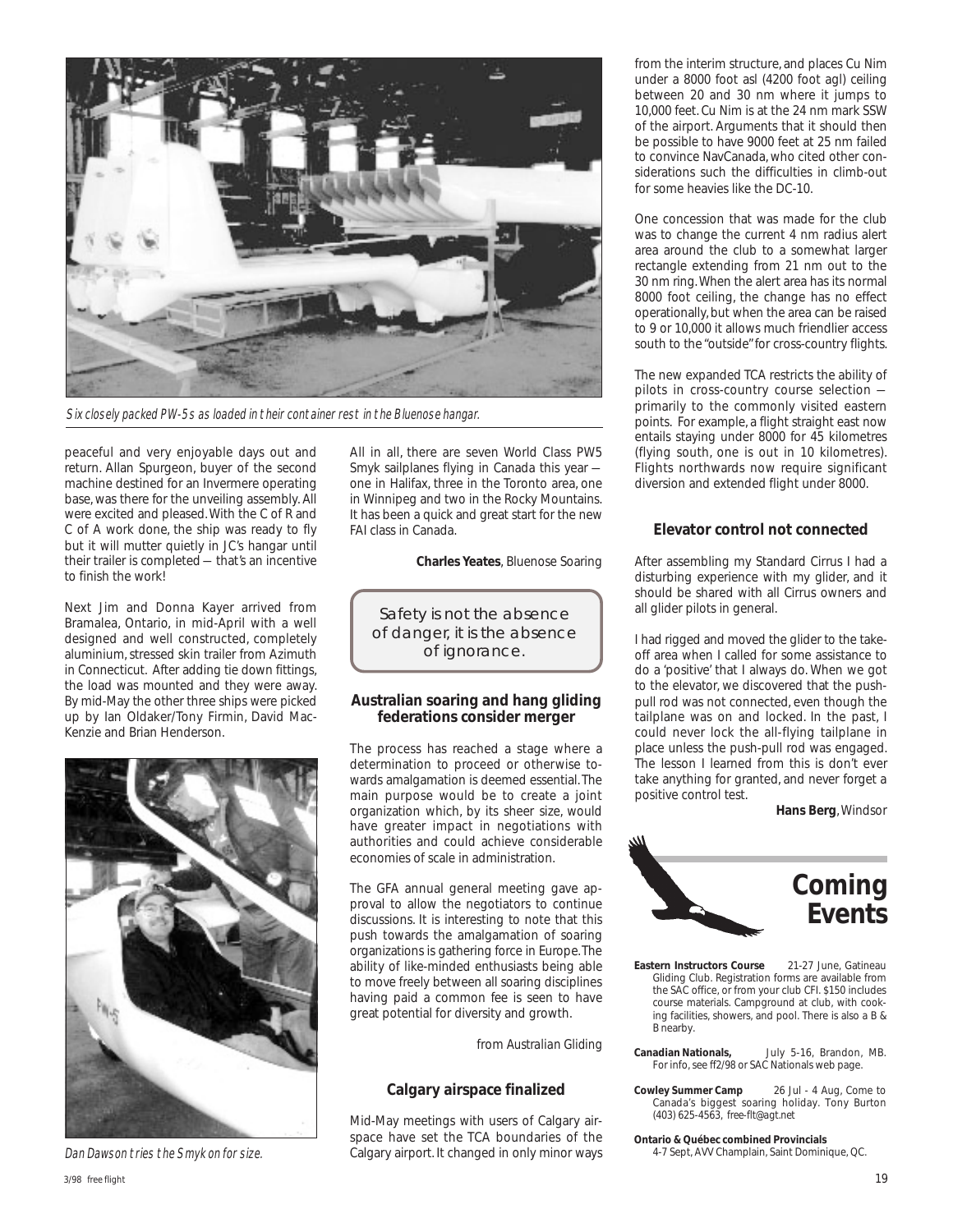*Six closely packed PW-5s as loaded in their container rest in the Bluenose hangar.*

peaceful and very enjoyable days out and return. Allan Spurgeon, buyer of the second machine destined for an Invermere operating base, was there for the unveiling assembly. All were excited and pleased. With the C of R and C of A work done, the ship was ready to fly but it will mutter quietly in JC's hangar until their trailer is completed — that's an incentive to finish the work!

Next Jim and Donna Kayer arrived from Bramalea, Ontario, in mid-April with a well designed and well constructed, completely aluminium, stressed skin trailer from Azimuth in Connecticut. After adding tie down fittings, the load was mounted and they were away. By mid-May the other three ships were picked up by Ian Oldaker/Tony Firmin, David MacKenzie and Brian Henderson.

*Dan Dawson tries the Smyk on for size.*

All in all, there are seven World Class PW5 Smyk sailplanes flying in Canada this year — one in Halifax, three in the Toronto area, one in Winnipeg and two in the Rocky Mountains. It has been a quick and great start for the new FAI class in Canada.

**Charles Yeates**, Bluenose Soaring

> Safety is not the absence of danger, it is the absence of ignorance.

### Australian soaring and hang gliding federations consider merger

The process has reached a stage where a determination to proceed or otherwise towards amalgamation is deemed essential. The main purpose would be to create a joint organization which, by its sheer size, would have greater impact in negotiations with authorities and could achieve considerable economies of scale in administration.

The GFA annual general meeting gave approval to allow the negotiators to continue discussions. It is interesting to note that this push towards the amalgamation of soaring organizations is gathering force in Europe. The ability of like-minded enthusiasts being able to move freely between all soaring disciplines having paid a common fee is seen to have great potential for diversity and growth.

*from Australian Gliding*

### Calgary airspace finalized

Mid-May meetings with users of Calgary airspace have set the TCA boundaries of the Calgary airport. It changed in only minor ways from the interim structure, and places Cu Nim under a 8000 foot asl (4200 foot agl) ceiling between 20 and 30 nm where it jumps to 10,000 feet. Cu Nim is at the 24 nm mark SSW of the airport. Arguments that it should then be possible to have 9000 feet at 25 nm failed to convince NavCanada, who cited other considerations such the difficulties in climb-out for some heavies like the DC-10.

One concession that was made for the club was to change the current 4 nm radius alert area around the club to a somewhat larger rectangle extending from 21 nm out to the 30 nm ring. When the alert area has its normal 8000 foot ceiling, the change has no effect operationally, but when the area can be raised to 9 or 10,000 it allows much friendlier access south to the "outside" for cross-country flights.

The new expanded TCA restricts the ability of pilots in cross-country course selection — primarily to the commonly visited eastern points. For example, a flight straight east now entails staying under 8000 for 45 kilometres (flying south, one is out in 10 kilometres). Flights northwards now require significant diversion and extended flight under 8000.

### Elevator control not connected

After assembling my Standard Cirrus I had a disturbing experience with my glider, and it should be shared with all Cirrus owners and all glider pilots in general.

I had rigged and moved the glider to the take-off area when I called for some assistance to do a 'positive' that I always do. When we got to the elevator, we discovered that the push-pull rod was not connected, even though the tailplane was on and locked. In the past, I could never lock the all-flying tailplane in place unless the push-pull rod was engaged. The lesson I learned from this is don't ever take anything for granted, and never forget a positive control test.

**Hans Berg**, Windsor

## Coming Events

**Eastern Instructors Course** 21-27 June, Gatineau Gliding Club. Registration forms are available from the SAC office, or from your club CFI. $150 includes course materials. Campground at club, with cooking facilities, showers, and pool. There is also a B & B nearby.

**Canadian Nationals,** July 5-16, Brandon, MB. For info, see ff2/98 or SAC Nationals web page.

**Cowley Summer Camp** 26 Jul - 4 Aug, Come to Canada's biggest soaring holiday. Tony Burton (403) 625-4563, free-flt@agt.net

**Ontario & Québec combined Provincials**
4-7 Sept, AVV Champlain, Saint Dominique, QC.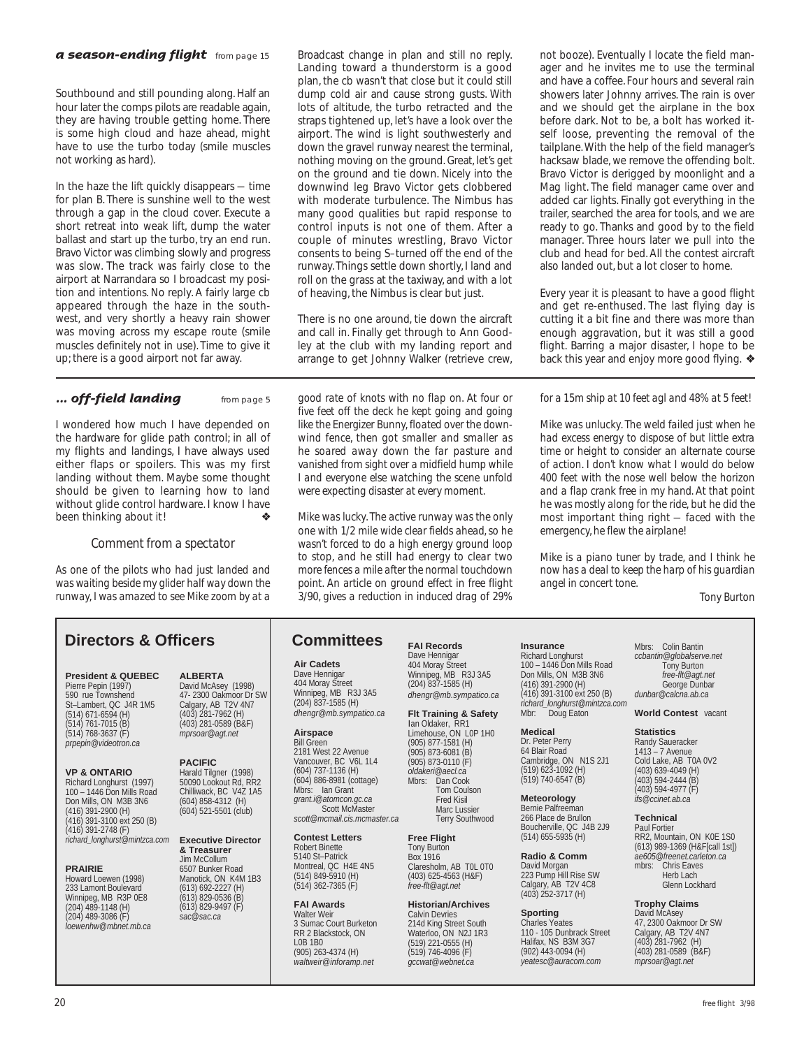### *a season-ending flight* from page 15

Southbound and still pounding along. Half an hour later the comps pilots are readable again, they are having trouble getting home. There is some high cloud and haze ahead, might have to use the turbo today (smile muscles not working as hard).

In the haze the lift quickly disappears — time for plan B. There is sunshine well to the west through a gap in the cloud cover. Execute a short retreat into weak lift, dump the water ballast and start up the turbo, try an end run. Bravo Victor was climbing slowly and progress was slow. The track was fairly close to the airport at Narrandara so I broadcast my position and intentions. No reply. A fairly large cb appeared through the haze in the southwest, and very shortly a heavy rain shower was moving across my escape route (smile muscles definitely not in use). Time to give it up; there is a good airport not far away.

Broadcast change in plan and still no reply. Landing toward a thunderstorm is a good plan, the cb wasn't that close but it could still dump cold air and cause strong gusts. With lots of altitude, the turbo retracted and the straps tightened up, let's have a look over the airport. The wind is light southwesterly and down the gravel runway nearest the terminal, nothing moving on the ground. Great, let's get on the ground and tie down. Nicely into the downwind leg Bravo Victor gets clobbered with moderate turbulence. The Nimbus has many good qualities but rapid response to control inputs is not one of them. After a couple of minutes wrestling, Bravo Victor consents to being S–turned off the end of the runway. Things settle down shortly, I land and roll on the grass at the taxiway, and with a lot of heaving, the Nimbus is clear but just.

There is no one around, tie down the aircraft and call in. Finally get through to Ann Goodley at the club with my landing report and arrange to get Johnny Walker (retrieve crew, not booze). Eventually I locate the field manager and he invites me to use the terminal and have a coffee. Four hours and several rain showers later Johnny arrives. The rain is over and we should get the airplane in the box before dark. Not to be, a bolt has worked itself loose, preventing the removal of the tailplane. With the help of the field manager's hacksaw blade, we remove the offending bolt. Bravo Victor is derigged by moonlight and a Mag light. The field manager came over and added car lights. Finally got everything in the trailer, searched the area for tools, and we are ready to go. Thanks and good by to the field manager. Three hours later we pull into the club and head for bed. All the contest aircraft also landed out, but a lot closer to home.

Every year it is pleasant to have a good flight and get re-enthused. The last flying day is cutting it a bit fine and there was more than enough aggravation, but it was still a good flight. Barring a major disaster, I hope to be back this year and enjoy more good flying. ❖

### *... off-field landing* from page 5

I wondered how much I have depended on the hardware for glide path control; in all of my flights and landings, I have always used either flaps or spoilers. This was my first landing without them. Maybe some thought should be given to learning how to land without glide control hardware. I know I have been thinking about it! ❖

#### Comment from a spectator

*As one of the pilots who had just landed and was waiting beside my glider half way down the runway, I was amazed to see Mike zoom by at a good rate of knots with no flap on. At four or five feet off the deck he kept going and going like the Energizer Bunny, floated over the downwind fence, then got smaller and smaller as he soared away down the far pasture and vanished from sight over a midfield hump while I and everyone else watching the scene unfold were expecting disaster at every moment.*

*Mike was lucky. The active runway was the only one with 1/2 mile wide clear fields ahead, so he wasn't forced to do a high energy ground loop to stop, and he still had energy to clear two more fences a mile after the normal touchdown point. An article on ground effect in free flight 3/90, gives a reduction in induced drag of 29% for a 15m ship at 10 feet agl and 48% at 5 feet!*

*Mike was unlucky. The weld failed just when he had excess energy to dispose of but little extra time or height to consider an alternate course of action. I don't know what I would do below 400 feet with the nose well below the horizon and a flap crank free in my hand. At that point he was mostly along for the ride, but he did the most important thing right — faced with the emergency, he flew the airplane!*

*Mike is a piano tuner by trade, and I think he now has a deal to keep the harp of his guardian angel in concert tone.*

*Tony Burton*

## Directors & Officers

**President & QUEBEC**
Pierre Pepin (1997)
590 rue Townshend
St–Lambert, QC J4R 1M5
(514) 671-6594 (H)
(514) 761-7015 (B)
(514) 768-3637 (F)
*prpepin@videotron.ca*

**VP & ONTARIO**
Richard Longhurst (1997)
100 – 1446 Don Mills Road
Don Mills, ON M3B 3N6
(416) 391-2900 (H)
(416) 391-3100 ext 250 (B)
(416) 391-2748 (F)
*richard_longhurst@mintzca.com*

**PRAIRIE**
Howard Loewen (1998)
233 Lamont Boulevard
Winnipeg, MB R3P 0E8
(204) 489-1148 (H)
(204) 489-3086 (F)
*loewenhw@mbnet.mb.ca*

**ALBERTA**
David McAsey (1998)
47- 2300 Oakmoor Dr SW
Calgary, AB T2V 4N7
(403) 281-7962 (H)
(403) 281-0589 (B&F)
*mprsoar@agt.net*

**PACIFIC**
Harald Tilgner (1998)
50090 Lookout Rd, RR2
Chilliwack, BC V4Z 1A5
(604) 858-4312 (H)
(604) 521-5501 (club)

**Executive Director & Treasurer**
Jim McCollum
6507 Bunker Road
Manotick, ON K4M 1B3
(613) 692-2227 (H)
(613) 829-0536 (B)
(613) 829-9497 (F)
*sac@sac.ca*

## Committees

**Air Cadets**
Dave Hennigar
404 Moray Street
Winnipeg, MB R3J 3A5
(204) 837-1585 (H)
*dhengr@mb.sympatico.ca*

**Airspace**
Bill Green
2181 West 22 Avenue
Vancouver, BC V6L 1L4
(604) 737-1136 (H)
(604) 886-8981 (cottage)
Mbrs: Ian Grant
*grant.i@atomcon.gc.ca*
Scott McMaster
*scott@mcmail.cis.mcmaster.ca*

**Contest Letters**
Robert Binette
5140 St–Patrick
Montreal, QC H4E 4N5
(514) 849-5910 (H)
(514) 362-7365 (F)

**FAI Awards**
Walter Weir
3 Sumac Court Burketon
RR 2 Blackstock, ON
L0B 1B0
(905) 263-4374 (H)
*waltweir@inforamp.net*

**FAI Records**
Dave Hennigar
404 Moray Street
Winnipeg, MB R3J 3A5
(204) 837-1585 (H)
*dhengr@mb.sympatico.ca*

**Flt Training & Safety**
Ian Oldaker, RR1
Limehouse, ON L0P 1H0
(905) 877-1581 (H)
(905) 873-6081 (B)
(905) 873-0110 (F)
*oldakeri@aecl.ca*
Mbrs: Dan Cook
Tom Coulson
Fred Kisil
Marc Lussier
Terry Southwood

**Free Flight**
Tony Burton
Box 1916
Claresholm, AB T0L 0T0
(403) 625-4563 (H&F)
*free-flt@agt.net*

**Historian/Archives**
Calvin Devries
214d King Street South
Waterloo, ON N2J 1R3
(519) 221-0555 (H)
(519) 746-4096 (F)
*gccwat@webnet.ca*

**Insurance**
Richard Longhurst
100 – 1446 Don Mills Road
Don Mills, ON M3B 3N6
(416) 391-2900 (H)
(416) 391-3100 ext 250 (B)
*richard_longhurst@mintzca.com*
Mbr: Doug Eaton

**Medical**
Dr. Peter Perry
64 Blair Road
Cambridge, ON N1S 2J1
(519) 623-1092 (H)
(519) 740-6547 (B)

**Meteorology**
Bernie Palfreeman
266 Place de Brullon
Boucherville, QC J4B 2J9
(514) 655-5935 (H)

**Radio & Comm**
David Morgan
223 Pump Hill Rise SW
Calgary, AB T2V 4C8
(403) 252-3717 (H)

**Sporting**
Charles Yeates
110 - 105 Dunbrack Street
Halifax, NS B3M 3G7
(902) 443-0094 (H)
*yeatesc@auracom.com*

Mbrs: Colin Bantin
*ccbantin@globalserve.net*
Tony Burton
*free-flt@agt.net*
George Dunbar
*dunbar@calcna.ab.ca*

**World Contest** vacant

**Statistics**
Randy Saueracker
1413 – 7 Avenue
Cold Lake, AB T0A 0V2
(403) 639-4049 (H)
(403) 594-2444 (B)
(403) 594-4977 (F)
*ifs@ccinet.ab.ca*

**Technical**
Paul Fortier
RR2, Mountain, ON K0E 1S0
(613) 989-1369 (H&F[call 1st])
*ae605@freenet.carleton.ca*
mbrs: Chris Eaves
Herb Lach
Glenn Lockhard

**Trophy Claims**
David McAsey
47, 2300 Oakmoor Dr SW
Calgary, AB T2V 4N7
(403) 281-7962 (H)
(403) 281-0589 (B&F)
*mprsoar@agt.net*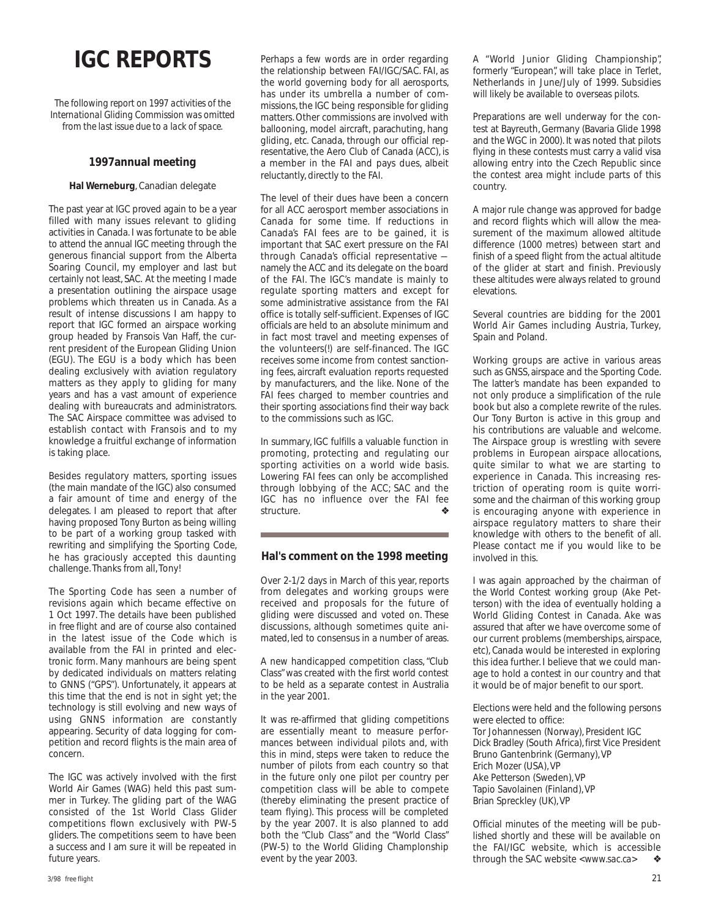# IGC REPORTS

*The following report on 1997 activities of the International Gliding Commission was omitted from the last issue due to a lack of space.*

### 1997annual meeting

**Hal Werneburg**, Canadian delegate

The past year at IGC proved again to be a year filled with many issues relevant to gliding activities in Canada. I was fortunate to be able to attend the annual IGC meeting through the generous financial support from the Alberta Soaring Council, my employer and last but certainly not least, SAC. At the meeting I made a presentation outlining the airspace usage problems which threaten us in Canada. As a result of intense discussions I am happy to report that IGC formed an airspace working group headed by Fransois Van Haff, the current president of the European Gliding Union (EGU). The EGU is a body which has been dealing exclusively with aviation regulatory matters as they apply to gliding for many years and has a vast amount of experience dealing with bureaucrats and administrators. The SAC Airspace committee was advised to establish contact with Fransois and to my knowledge a fruitful exchange of information is taking place.

Besides regulatory matters, sporting issues (the main mandate of the IGC) also consumed a fair amount of time and energy of the delegates. I am pleased to report that after having proposed Tony Burton as being willing to be part of a working group tasked with rewriting and simplifying the Sporting Code, he has graciously accepted this daunting challenge. Thanks from all, Tony!

The Sporting Code has seen a number of revisions again which became effective on 1 Oct 1997. The details have been published in *free flight* and are of course also contained in the latest issue of the Code which is available from the FAI in printed and electronic form. Many manhours are being spent by dedicated individuals on matters relating to GNNS ("GPS"). Unfortunately, it appears at this time that the end is not in sight yet; the technology is still evolving and new ways of using GNNS information are constantly appearing. Security of data logging for competition and record flights is the main area of concern.

The IGC was actively involved with the first World Air Games (WAG) held this past summer in Turkey. The gliding part of the WAG consisted of the 1st World Class Glider competitions flown exclusively with PW-5 gliders. The competitions seem to have been a success and I am sure it will be repeated in future years.

Perhaps a few words are in order regarding the relationship between FAI/IGC/SAC. FAI, as the world governing body for all aerosports, has under its umbrella a number of commissions, the IGC being responsible for gliding matters. Other commissions are involved with ballooning, model aircraft, parachuting, hang gliding, etc. Canada, through our official representative, the Aero Club of Canada (ACC), is a member in the FAI and pays dues, albeit reluctantly, directly to the FAI.

The level of their dues have been a concern for all ACC aerosport member associations in Canada for some time. If reductions in Canada's FAI fees are to be gained, it is important that SAC exert pressure on the FAI through Canada's official representative — namely the ACC and its delegate on the board of the FAI. The IGC's mandate is mainly to regulate sporting matters and except for some administrative assistance from the FAI office is totally self-sufficient. Expenses of IGC officials are held to an absolute minimum and in fact most travel and meeting expenses of the volunteers(!) are self-financed. The IGC receives some income from contest sanctioning fees, aircraft evaluation reports requested by manufacturers, and the like. None of the FAI fees charged to member countries and their sporting associations find their way back to the commissions such as IGC.

In summary, IGC fulfills a valuable function in promoting, protecting and regulating our sporting activities on a world wide basis. Lowering FAI fees can only be accomplished through lobbying of the ACC; SAC and the IGC has no influence over the FAI fee structure. ❖

### Hal's comment on the 1998 meeting

Over 2-1/2 days in March of this year, reports from delegates and working groups were received and proposals for the future of gliding were discussed and voted on. These discussions, although sometimes quite animated, led to consensus in a number of areas.

A new handicapped competition class, "Club Class" was created with the first world contest to be held as a separate contest in Australia in the year 2001.

It was re-affirmed that gliding competitions are essentially meant to measure performances between individual pilots and, with this in mind, steps were taken to reduce the number of pilots from each country so that in the future only one pilot per country per competition class will be able to compete (thereby eliminating the present practice of team flying). This process will be completed by the year 2007. It is also planned to add both the "Club Class" and the "World Class" (PW-5) to the World Gliding Champlonship event by the year 2003.

A "World Junior Gliding Championship", formerly "European", will take place in Terlet, Netherlands in June/July of 1999. Subsidies will likely be available to overseas pilots.

Preparations are well underway for the contest at Bayreuth, Germany (Bavaria Glide 1998 and the WGC in 2000). It was noted that pilots flying in these contests must carry a valid visa allowing entry into the Czech Republic since the contest area might include parts of this country.

A major rule change was approved for badge and record flights which will allow the measurement of the maximum allowed altitude difference (1000 metres) between start and finish of a speed flight from the actual altitude of the glider at start and finish. Previously these altitudes were always related to ground elevations.

Several countries are bidding for the 2001 World Air Games including Austria, Turkey, Spain and Poland.

Working groups are active in various areas such as GNSS, airspace and the Sporting Code. The latter's mandate has been expanded to not only produce a simplification of the rule book but also a complete rewrite of the rules. Our Tony Burton is active in this group and his contributions are valuable and welcome. The Airspace group is wrestling with severe problems in European airspace allocations, quite similar to what we are starting to experience in Canada. This increasing restriction of operating room is quite worrisome and the chairman of this working group is encouraging anyone with experience in airspace regulatory matters to share their knowledge with others to the benefit of all. Please contact me if you would like to be involved in this.

I was again approached by the chairman of the World Contest working group (Ake Petterson) with the idea of eventually holding a World Gliding Contest in Canada. Ake was assured that after we have overcome some of our current problems (memberships, airspace, etc), Canada would be interested in exploring this idea further. I believe that we could manage to hold a contest in our country and that it would be of major benefit to our sport.

Elections were held and the following persons were elected to office:
Tor Johannessen (Norway), President IGC
Dick Bradley (South Africa), first Vice President
Bruno Gantenbrink (Germany), VP
Erich Mozer (USA), VP
Ake Petterson (Sweden), VP
Tapio Savolainen (Finland), VP
Brian Spreckley (UK), VP

Official minutes of the meeting will be published shortly and these will be available on the FAI/IGC website, which is accessible through the SAC website <www.sac.ca> ❖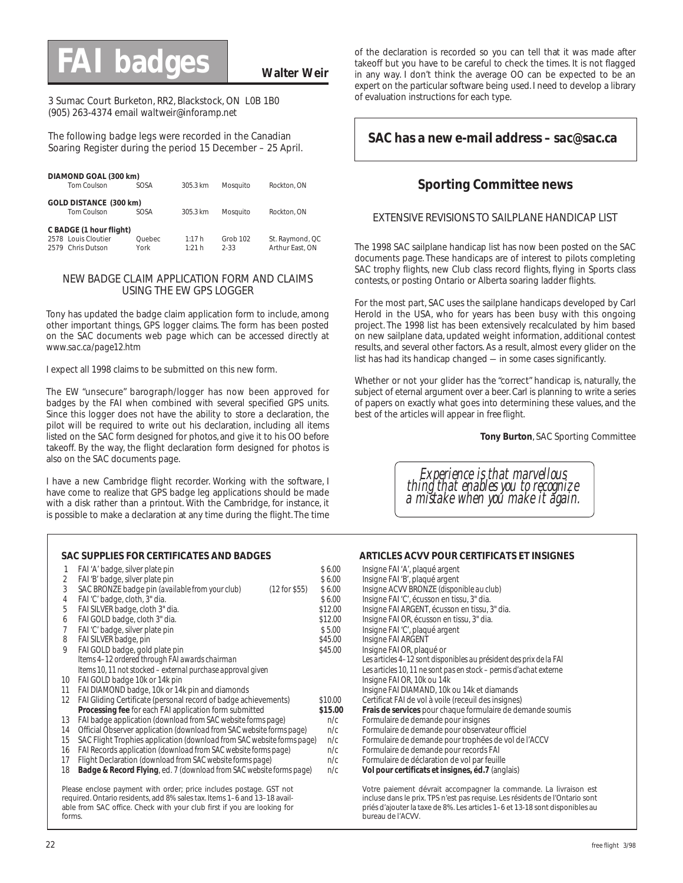# FAI badges

**Walter Weir**

3 Sumac Court Burketon, RR2, Blackstock, ON L0B 1B0
(905) 263-4374 email waltweir@inforamp.net

The following badge legs were recorded in the Canadian Soaring Register during the period 15 December – 25 April.

| | | | | |
|---|---|---|---|---|
| **DIAMOND GOAL (300 km)** | | | | |
| Tom Coulson | SOSA | 305.3 km | Mosquito | Rockton, ON |
| **GOLD DISTANCE (300 km)** | | | | |
| Tom Coulson | SOSA | 305.3 km | Mosquito | Rockton, ON |
| **C BADGE (1 hour flight)** | | | | |
| 2578 Louis Cloutier | Quebec | 1:17 h | Grob 102 | St. Raymond, QC |
| 2579 Chris Dutson | York | 1:21 h | 2-33 | Arthur East, ON |

## NEW BADGE CLAIM APPLICATION FORM AND CLAIMS USING THE EW GPS LOGGER

Tony has updated the badge claim application form to include, among other important things, GPS logger claims. The form has been posted on the SAC documents web page which can be accessed directly at www.sac.ca/page12.htm

I expect all 1998 claims to be submitted on this new form.

The EW "unsecure" barograph/logger has now been approved for badges by the FAI when combined with several specified GPS units. Since this logger does not have the ability to store a declaration, the pilot will be required to write out his declaration, including all items listed on the SAC form designed for photos, and give it to his OO before takeoff. By the way, the flight declaration form designed for photos is also on the SAC documents page.

I have a new Cambridge flight recorder. Working with the software, I have come to realize that GPS badge leg applications should be made with a disk rather than a printout. With the Cambridge, for instance, it is possible to make a declaration at any time during the flight. The time of the declaration is recorded so you can tell that it was made after takeoff but you have to be careful to check the times. It is not flagged in any way. I don't think the average OO can be expected to be an expert on the particular software being used. I need to develop a library of evaluation instructions for each type.

**SAC has a new e-mail address – sac@sac.ca**

## Sporting Committee news

### EXTENSIVE REVISIONS TO SAILPLANE HANDICAP LIST

The 1998 SAC sailplane handicap list has now been posted on the SAC documents page. These handicaps are of interest to pilots completing SAC trophy flights, new Club class record flights, flying in Sports class contests, or posting Ontario or Alberta soaring ladder flights.

For the most part, SAC uses the sailplane handicaps developed by Carl Herold in the USA, who for years has been busy with this ongoing project. The 1998 list has been extensively recalculated by him based on new sailplane data, updated weight information, additional contest results, and several other factors. As a result, almost every glider on the list has had its handicap changed — in some cases significantly.

Whether or not your glider has the "correct" handicap is, naturally, the subject of eternal argument over a beer. Carl is planning to write a series of papers on exactly what goes into determining these values, and the best of the articles will appear in *free flight*.

**Tony Burton**, SAC Sporting Committee

*Experience is that marvellous thing that enables you to recognize a mistake when you make it again.*

## SAC SUPPLIES FOR CERTIFICATES AND BADGES / ARTICLES ACVV POUR CERTIFICATS ET INSIGNES

| # | Item | | Price | Article |
|---|---|---|---|---|
| 1 | FAI 'A' badge, silver plate pin | | $ 6.00 | Insigne FAI 'A', plaqué argent |
| 2 | FAI 'B' badge, silver plate pin | | $ 6.00 | Insigne FAI 'B', plaqué argent |
| 3 | SAC BRONZE badge pin *(available from your club)* | (12 for $55) | $ 6.00 | Insigne ACVV BRONZE *(disponible au club)* |
| 4 | FAI 'C' badge, cloth, 3" dia. | | $ 6.00 | Insigne FAI 'C', écusson en tissu, 3" dia. |
| 5 | FAI SILVER badge, cloth 3" dia. | | $12.00 | Insigne FAI ARGENT, écusson en tissu, 3" dia. |
| 6 | FAI GOLD badge, cloth 3" dia. | | $12.00 | Insigne FAI OR, écusson en tissu, 3" dia. |
| 7 | FAI 'C' badge, silver plate pin | | $ 5.00 | Insigne FAI 'C', plaqué argent |
| 8 | FAI SILVER badge, pin | | $45.00 | Insigne FAI ARGENT |
| 9 | FAI GOLD badge, gold plate pin | | $45.00 | Insigne FAI OR, plaqué or |
| | *Items 4–12 ordered through FAI awards chairman* | | | *Les articles 4–12 sont disponibles au président des prix de la FAI* |
| | *Items 10, 11 not stocked – external purchase approval given* | | | *Les articles 10, 11 ne sont pas en stock – permis d'achat externe* |
| 10 | FAI GOLD badge 10k or 14k pin | | | Insigne FAI OR, 10k ou 14k |
| 11 | FAI DIAMOND badge, 10k or 14k pin and diamonds | | | Insigne FAI DIAMAND, 10k ou 14k et diamands |
| 12 | FAI Gliding Certificate (personal record of badge achievements) | | $10.00 | Certificat FAI de vol à voile (receuil des insignes) |
| | **Processing fee** for each FAI application form submitted | | **$15.00** | **Frais de services** pour chaque formulaire de demande soumis |
| 13 | FAI badge application *(download from SAC website forms page)* | | n/c | Formulaire de demande pour insignes |
| 14 | Official Observer application *(download from SAC website forms page)* | | n/c | Formulaire de demande pour observateur officiel |
| 15 | SAC Flight Trophies application *(download from SAC website forms page)* | | n/c | Formulaire de demande pour trophées de vol de l'ACCV |
| 16 | FAI Records application *(download from SAC website forms page)* | | n/c | Formulaire de demande pour records FAI |
| 17 | Flight Declaration *(download from SAC website forms page)* | | n/c | Formulaire de déclaration de vol par feuille |
| 18 | **Badge & Record Flying**, ed. 7 *(download from SAC website forms page)* | | n/c | **Vol pour certificats et insignes, éd.7** (anglais) |

Please enclose payment with order; price includes postage. GST not required. Ontario residents, add 8% sales tax. Items 1–6 and 13–18 available from SAC office. Check with your club first if you are looking for forms.

Votre paiement dévrait accompagner la commande. La livraison est incluse dans le prix. TPS n'est pas requise. Les résidents de l'Ontario sont priés d'ajouter la taxe de 8%. Les articles 1–6 et 13-18 sont disponibles au bureau de l'ACVV.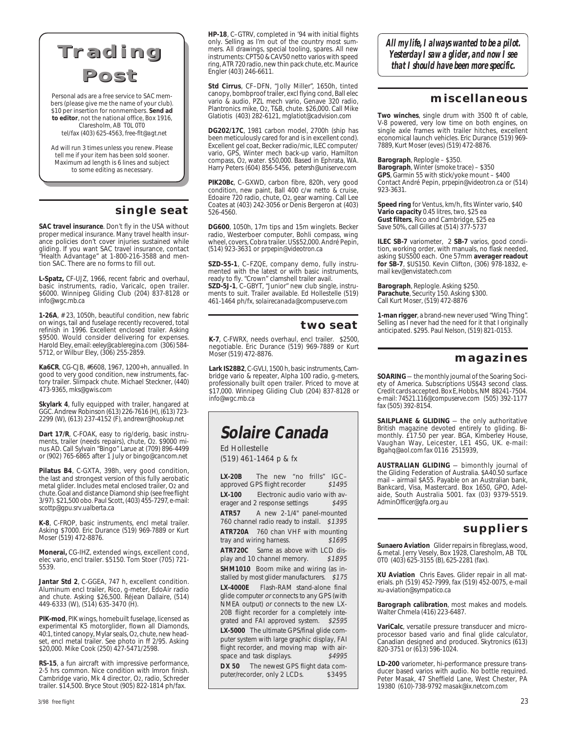# Trading Post

Personal ads are a free service to SAC members (please give me the name of your club). $10 per insertion for nonmembers. **Send ad to editor**, not the national office, Box 1916, Claresholm, AB T0L 0T0 tel/fax (403) 625-4563, free-flt@agt.net

Ad will run 3 times unless you renew. Please tell me if your item has been sold sooner. Maximum ad length is 6 lines and subject to some editing as necessary.

## single seat

**SAC travel insurance**. Don't fly in the USA without proper medical insurance. Many travel health insurance policies don't cover injuries sustained while gliding. If you want SAC travel insurance, contact "Health Advantage" at 1-800-216-3588 and mention SAC. There are no forms to fill out.

**L-Spatz,** CF-UJZ, 1966, recent fabric and overhaul, basic instruments, radio, Varicalc, open trailer. $6000. Winnipeg Gliding Club (204) 837-8128 or info@wgc.mb.ca

**1-26A**, # 23, 1050h, beautiful condition, new fabric on wings, tail and fuselage recently recovered, total refinish in 1996. Excellent enclosed trailer. Asking $9500. Would consider delivering for expenses. Harold Eley, email: eeley@cableregina.com (306) 584-5712, or Wilbur Eley, (306) 255-2859.

**Ka6CR**, CG-CJB, #6608, 1967, 1200+h, annualled. In good to very good condition, new instruments, factory trailer. Slimpack chute. Michael Steckner, (440) 473-9365, mks@gwis.com

**Skylark 4**, fully equipped with trailer, hangared at GGC. Andrew Robinson (613) 226-7616 (H), (613) 723-2299 (W), (613) 237-4152 (F), andrewr@hookup.net

**Dart 17/R**, C-FOAK, easy to rig/derig, basic instruments, trailer (needs repairs), chute, O2. $9000 minus AD. Call Sylvain "Bingo" Larue at (709) 896-4499 or (902) 765-6865 after 1 July or bingo@cancom.net

**Pilatus B4**, C-GXTA, 398h, very good condition, the last and strongest version of this fully aerobatic metal glider. Includes metal enclosed trailer, O2 and chute. Goal and distance Diamond ship (see free flight 3/97). $21,500 obo. Paul Scott, (403) 455-7297, e-mail: scottp@gpu.srv.ualberta.ca

**K-8**, C-FROP, basic instruments, encl metal trailer. Asking $7000. Eric Durance (519) 969-7889 or Kurt Moser (519) 472-8876.

**Monerai,** CG-IHZ, extended wings, excellent cond, elec vario, encl trailer. $5150. Tom Stoer (705) 721-5539.

**Jantar Std 2**, C-GGEA, 747 h, excellent condition. Aluminum encl trailer, Rico, g-meter, EdoAir radio and chute. Asking $26,500. Réjean Dallaire, (514) 449-6333 (W), (514) 635-3470 (H).

**PIK-mod**, PIK wings, homebuilt fuselage, licensed as experimental K5 motorglider, flown all Diamonds, 40:1, tinted canopy, Mylar seals, O2, chute, new headset, encl metal trailer. See photo in ff 2/95. Asking $20,000. Mike Cook (250) 427-5471/2598.

**RS-15**, a fun aircraft with impressive performance, 2-5 hrs common. Nice condition with Imron finish. Cambridge vario, Mk 4 director, O2, radio, Schreder trailer. $14,500. Bryce Stout (905) 822-1814 ph/fax.

**HP-18**, C–GTRV, completed in '94 with initial flights only. Selling as I'm out of the country most summers. All drawings, special tooling, spares. All new instruments: CPT50 & CAV50 netto varios with speed ring, ATR 720 radio, new thin pack chute, etc. Maurice Engler (403) 246-6611.

**Std Cirrus**, CF–DFN, "Jolly Miller", 1650h, tinted canopy, bombproof trailer, excl flying cond, Ball elec vario & audio, PZL mech vario, Genave 320 radio, Plantronics mike, O2, T&B, chute. $26,000. Call Mike Glatiotis (403) 282-6121, mglatiot@cadvision.com

**DG202/17C**, 1981 carbon model, 2700h (ship has been meticulously cared for and is in excellent cond). Excellent gel coat, Becker radio/mic, ILEC computer/vario, GPS, Winter mech back-up vario, Hamilton compass, O2, water. $50,000. Based in Ephrata, WA. Harry Peters (604) 856-5456, petersh@uniserve.com

**PIK20Bc**, C–GXWD, carbon fibre, 820h, very good condition, new paint, Ball 400 c/w netto & cruise, Edoaire 720 radio, chute, O2, gear warning. Call Lee Coates at (403) 242-3056 or Denis Bergeron at (403) 526-4560.

**DG600**, 1050h, 17m tips and 15m winglets. Becker radio, Westerboer computer, Bohli compass, wing wheel, covers, Cobra trailer. US$52,000. André Pepin, (514) 923-3631 or prpepin@videotron.ca

**SZD-55-1**, C–FZQE, company demo, fully instrumented with the latest or with basic instruments, ready to fly. "Crown" clamshell trailer avail.
**SZD-5J-1**, C–GBYT, "Junior" new club single, instruments to suit. Trailer available. Ed Hollestelle (519) 461-1464 ph/fx, solairecanada@compuserve.com

## two seat

**K-7**, C-FWRX, needs overhaul, encl trailer. $2500, negotiable. Eric Durance (519) 969-7889 or Kurt Moser (519) 472-8876.

**Lark IS28B2**, C-GVLI, 1500 h, basic instruments, Cambridge vario & repeater, Alpha 100 radio, g-meters, professionally built open trailer. Priced to move at $17,000. Winnipeg Gliding Club (204) 837-8128 or info@wgc.mb.ca

## Solaire Canada

Ed Hollestelle
(519) 461-1464 p & fx

**LX-20B** The new "no frills" IGC–approved GPS flight recorder *$1495*

**LX-100** Electronic audio vario with averager and 2 response settings *$495*

**ATR57** A new 2-1/4" panel-mounted 760 channel radio ready to install. *$1395*

**ATR720A** 760 chan VHF with mounting tray and wiring harness. *$1695*

**ATR720C** Same as above with LCD display and 10 channel memory. *$1895*

**SHM1010** Boom mike and wiring (as installed by most glider manufacturers. *$175*

**LX-4000E** Flash-RAM stand-alone final glide computer *or* connects to any GPS (with NMEA output) *or* connects to the new LX-20B flight recorder for a completely integrated and FAI approved system. *$2595*

**LX-5000** The ultimate GPS/final glide computer system with large graphic display, FAI flight recorder, and moving map with airspace and task displays. *$4995*

**DX 50** The newest GPS flight data computer/recorder, only 2 LCDs. $3495

***All my life, I always wanted to be a pilot. Yesterday I saw a glider, and now I see that I should have been more specific.***

## miscellaneous

**Two winches**, single drum with 3500 ft of cable, V-8 powered, very low time on both engines, on single axle frames with trailer hitches, excellent economical launch vehicles. Eric Durance (519) 969-7889, Kurt Moser (eves) (519) 472-8876.

**Barograph**, Replogle – $350.
**Barograph**, Winter (smoke trace) – $350
**GPS**, Garmin 55 with stick/yoke mount – $400
Contact André Pepin, prpepin@videotron.ca or (514) 923-3631.

**Speed ring** for Ventus, km/h, fits Winter vario, $40
**Vario capacity** 0.45 litres, two, $25 ea
**Gust filters**, Rico and Cambridge, $25 ea
Save 50%, call Gilles at (514) 377-5737

**ILEC SB-7** variometer, 2 **SB-7** varios, good condition, working order, with manuals, no flask needed, asking $US500 each. One 57mm **averager readout for SB-7**, $US150. Kevin Clifton, (306) 978-1832, e-mail kev@envistatech.com

**Barograph**, Replogle. Asking $250.
**Parachute**, Security 150. Asking $300.
Call Kurt Moser, (519) 472-8876

**1-man rigger**, a brand-new never used "Wing Thing". Selling as I never had the need for it that I originally anticipated. $295. Paul Nelson, (519) 821-0153.

## magazines

**SOARING** — the monthly journal of the Soaring Society of America. Subscriptions US$43 second class. Credit cards accepted. Box E, Hobbs, NM 88241-7504. e-mail: 74521.116@compuserve.com (505) 392-1177 fax (505) 392-8154.

**SAILPLANE & GLIDING** — the only authoritative British magazine devoted entirely to gliding. Bi-monthly. £17.50 per year. BGA, Kimberley House, Vaughan Way, Leicester, LE1 4SG, UK. e-mail: Bgahq@aol.com fax 0116 2515939,

**AUSTRALIAN GLIDING** — bimonthly journal of the Gliding Federation of Australia. $A40.50 surface mail – airmail $A55. Payable on an Australian bank, Bankcard, Visa, Mastercard. Box 1650, GPO, Adelaide, South Australia 5001. fax (03) 9379-5519. AdminOfficer@gfa.org.au

## suppliers

**Sunaero Aviation** Glider repairs in fibreglass, wood, & metal. Jerry Vesely, Box 1928, Claresholm, AB T0L 0T0 (403) 625-3155 (B), 625-2281 (fax).

**XU Aviation** Chris Eaves. Glider repair in all materials. ph (519) 452-7999, fax (519) 452-0075, e-mail xu-aviation@sympatico.ca

**Barograph calibration**, most makes and models. Walter Chmela (416) 223-6487.

**VariCalc**, versatile pressure transducer and microprocessor based vario and final glide calculator, Canadian designed and produced. Skytronics (613) 820-3751 or (613) 596-1024.

**LD-200** variometer, hi-performance pressure transducer based varios with audio. No bottle required. Peter Masak, 47 Sheffield Lane, West Chester, PA 19380 (610)-738-9792 masak@ix.netcom.com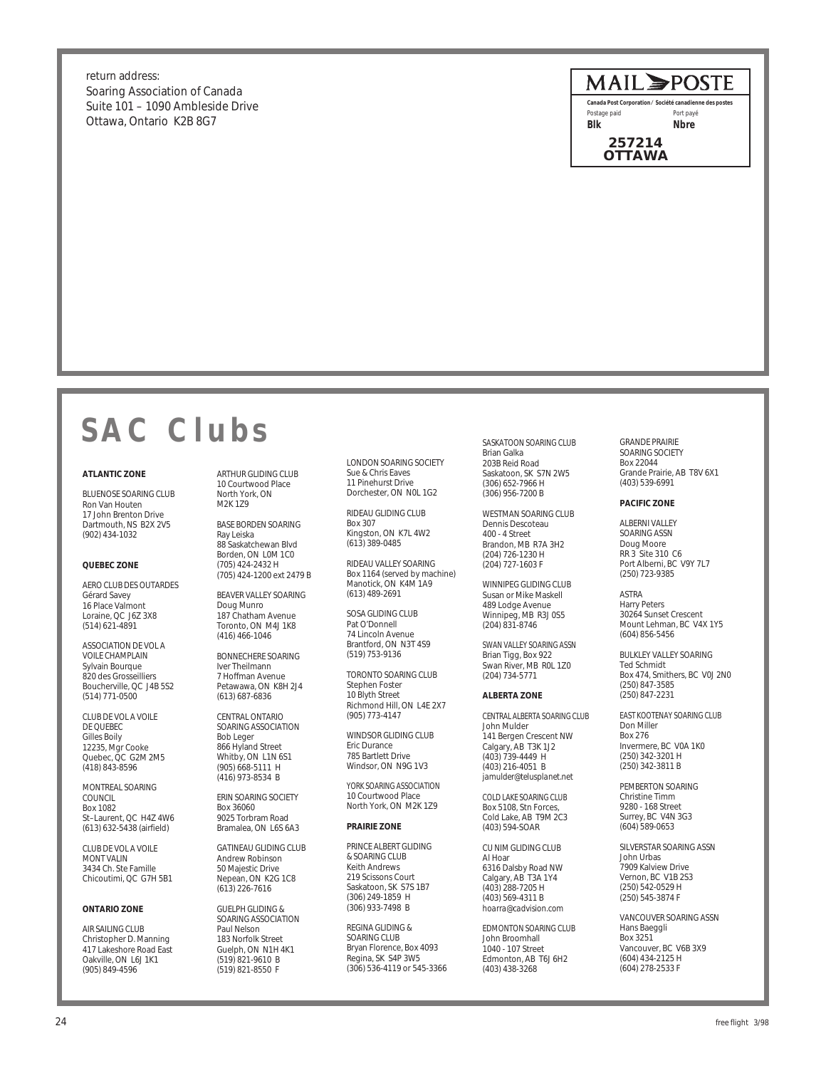return address:
Soaring Association of Canada
Suite 101 – 1090 Ambleside Drive
Ottawa, Ontario K2B 8G7

MAIL POSTE
Canada Post Corporation / Société canadienne des postes
Postage paid Port payé
Blk Nbre
257214
OTTAWA

# SAC Clubs

**ATLANTIC ZONE**

BLUENOSE SOARING CLUB
Ron Van Houten
17 John Brenton Drive
Dartmouth, NS B2X 2V5
(902) 434-1032

**QUEBEC ZONE**

AERO CLUB DES OUTARDES
Gérard Savey
16 Place Valmont
Loraine, QC J6Z 3X8
(514) 621-4891

ASSOCIATION DE VOL A VOILE CHAMPLAIN
Sylvain Bourque
820 des Grosseilliers
Boucherville, QC J4B 5S2
(514) 771-0500

CLUB DE VOL A VOILE DE QUEBEC
Gilles Boily
12235, Mgr Cooke
Quebec, QC G2M 2M5
(418) 843-8596

MONTREAL SOARING COUNCIL
Box 1082
St–Laurent, QC H4Z 4W6
(613) 632-5438 (airfield)

CLUB DE VOL A VOILE MONT VALIN
3434 Ch. Ste Famille
Chicoutimi, QC G7H 5B1

**ONTARIO ZONE**

AIR SAILING CLUB
Christopher D. Manning
417 Lakeshore Road East
Oakville, ON L6J 1K1
(905) 849-4596

ARTHUR GLIDING CLUB
10 Courtwood Place
North York, ON
M2K 1Z9

BASE BORDEN SOARING
Ray Leiska
88 Saskatchewan Blvd
Borden, ON L0M 1C0
(705) 424-2432 H
(705) 424-1200 ext 2479 B

BEAVER VALLEY SOARING
Doug Munro
187 Chatham Avenue
Toronto, ON M4J 1K8
(416) 466-1046

BONNECHERE SOARING
Iver Theilmann
7 Hoffman Avenue
Petawawa, ON K8H 2J4
(613) 687-6836

CENTRAL ONTARIO SOARING ASSOCIATION
Bob Leger
866 Hyland Street
Whitby, ON L1N 6S1
(905) 668-5111 H
(416) 973-8534 B

ERIN SOARING SOCIETY
Box 36060
9025 Torbram Road
Bramalea, ON L6S 6A3

GATINEAU GLIDING CLUB
Andrew Robinson
50 Majestic Drive
Nepean, ON K2G 1C8
(613) 226-7616

GUELPH GLIDING & SOARING ASSOCIATION
Paul Nelson
183 Norfolk Street
Guelph, ON N1H 4K1
(519) 821-9610 B
(519) 821-8550 F

LONDON SOARING SOCIETY
Sue & Chris Eaves
11 Pinehurst Drive
Dorchester, ON N0L 1G2

RIDEAU GLIDING CLUB
Box 307
Kingston, ON K7L 4W2
(613) 389-0485

RIDEAU VALLEY SOARING
Box 1164 (served by machine)
Manotick, ON K4M 1A9
(613) 489-2691

SOSA GLIDING CLUB
Pat O'Donnell
74 Lincoln Avenue
Brantford, ON N3T 4S9
(519) 753-9136

TORONTO SOARING CLUB
Stephen Foster
10 Blyth Street
Richmond Hill, ON L4E 2X7
(905) 773-4147

WINDSOR GLIDING CLUB
Eric Durance
785 Bartlett Drive
Windsor, ON N9G 1V3

YORK SOARING ASSOCIATION
10 Courtwood Place
North York, ON M2K 1Z9

**PRAIRIE ZONE**

PRINCE ALBERT GLIDING & SOARING CLUB
Keith Andrews
219 Scissons Court
Saskatoon, SK S7S 1B7
(306) 249-1859 H
(306) 933-7498 B

REGINA GLIDING & SOARING CLUB
Bryan Florence, Box 4093
Regina, SK S4P 3W5
(306) 536-4119 or 545-3366

SASKATOON SOARING CLUB
Brian Galka
203B Reid Road
Saskatoon, SK S7N 2W5
(306) 652-7966 H
(306) 956-7200 B

WESTMAN SOARING CLUB
Dennis Descoteau
400 - 4 Street
Brandon, MB R7A 3H2
(204) 726-1230 H
(204) 727-1603 F

WINNIPEG GLIDING CLUB
Susan or Mike Maskell
489 Lodge Avenue
Winnipeg, MB R3J 0S5
(204) 831-8746

SWAN VALLEY SOARING ASSN
Brian Tigg, Box 922
Swan River, MB R0L 1Z0
(204) 734-5771

**ALBERTA ZONE**

CENTRAL ALBERTA SOARING CLUB
John Mulder
141 Bergen Crescent NW
Calgary, AB T3K 1J2
(403) 739-4449 H
(403) 216-4051 B
jamulder@telusplanet.net

COLD LAKE SOARING CLUB
Box 5108, Stn Forces,
Cold Lake, AB T9M 2C3
(403) 594-SOAR

CU NIM GLIDING CLUB
Al Hoar
6316 Dalsby Road NW
Calgary, AB T3A 1Y4
(403) 288-7205 H
(403) 569-4311 B
hoarra@cadvision.com

EDMONTON SOARING CLUB
John Broomhall
1040 - 107 Street
Edmonton, AB T6J 6H2
(403) 438-3268

GRANDE PRAIRIE SOARING SOCIETY
Box 22044
Grande Prairie, AB T8V 6X1
(403) 539-6991

**PACIFIC ZONE**

ALBERNI VALLEY SOARING ASSN
Doug Moore
RR 3 Site 310 C6
Port Alberni, BC V9Y 7L7
(250) 723-9385

ASTRA
Harry Peters
30264 Sunset Crescent
Mount Lehman, BC V4X 1Y5
(604) 856-5456

BULKLEY VALLEY SOARING
Ted Schmidt
Box 474, Smithers, BC V0J 2N0
(250) 847-3585
(250) 847-2231

EAST KOOTENAY SOARING CLUB
Don Miller
Box 276
Invermere, BC V0A 1K0
(250) 342-3201 H
(250) 342-3811 B

PEMBERTON SOARING
Christine Timm
9280 - 168 Street
Surrey, BC V4N 3G3
(604) 589-0653

SILVERSTAR SOARING ASSN
John Urbas
7909 Kalview Drive
Vernon, BC V1B 2S3
(250) 542-0529 H
(250) 545-3874 F

VANCOUVER SOARING ASSN
Hans Baeggli
Box 3251
Vancouver, BC V6B 3X9
(604) 434-2125 H
(604) 278-2533 F